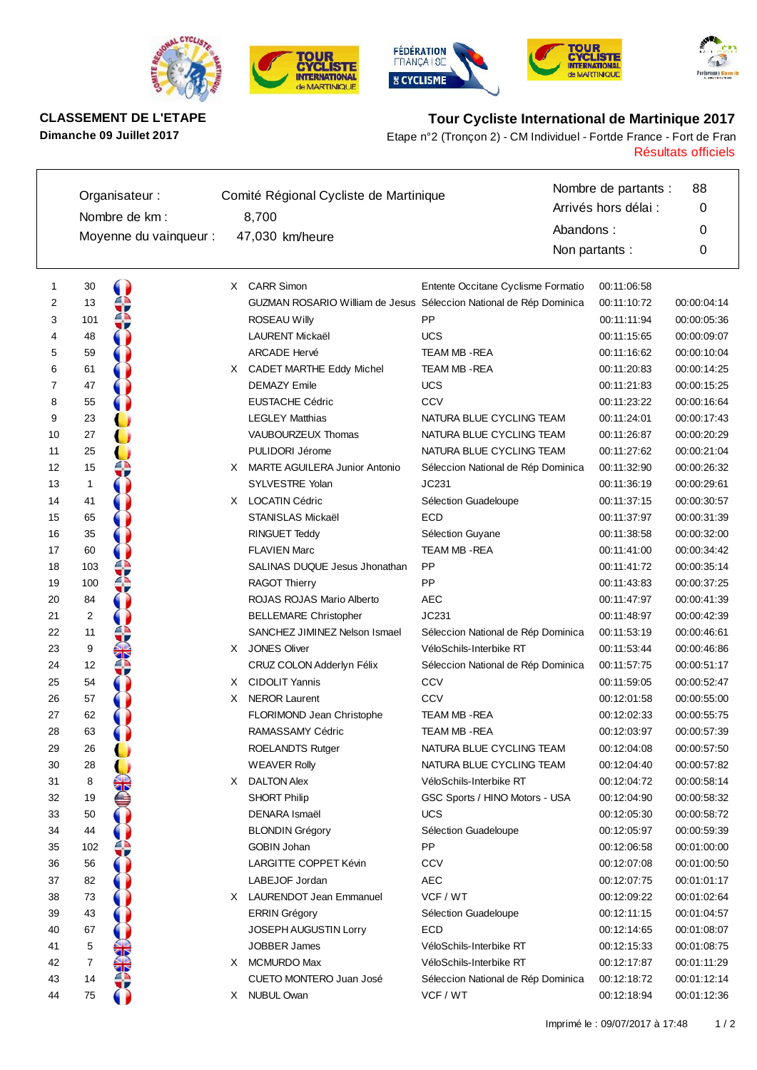**CLASSEMENT DE L'ETAPE**

**Dimanche 09 Juillet 2017**

**Tour Cycliste International de Martinique 2017**

Etape n°2 (Tronçon 2) - CM Individuel - Fortde France - Fort de Fran

Résultats officiels

| | | | |
|---|---|---|---|
| Organisateur : | Comité Régional Cycliste de Martinique | Nombre de partants : | 88 |
| Nombre de km : | 8,700 | Arrivés hors délai : | 0 |
| Moyenne du vainqueur : | 47,030 km/heure | Abandons : | 0 |
| | | Non partants : | 0 |

| Pl. | Dos. | | Nom | Équipe | Temps | Écart |
|---|---|---|---|---|---|---|
| 1 | 30 | X | CARR Simon | Entente Occitane Cyclisme Formatio | 00:11:06:58 | |
| 2 | 13 | | GUZMAN ROSARIO William de Jesus | Séleccion National de Rép Dominica | 00:11:10:72 | 00:00:04:14 |
| 3 | 101 | | ROSEAU Willy | PP | 00:11:11:94 | 00:00:05:36 |
| 4 | 48 | | LAURENT Mickaël | UCS | 00:11:15:65 | 00:00:09:07 |
| 5 | 59 | | ARCADE Hervé | TEAM MB -REA | 00:11:16:62 | 00:00:10:04 |
| 6 | 61 | X | CADET MARTHE Eddy Michel | TEAM MB -REA | 00:11:20:83 | 00:00:14:25 |
| 7 | 47 | | DEMAZY Emile | UCS | 00:11:21:83 | 00:00:15:25 |
| 8 | 55 | | EUSTACHE Cédric | CCV | 00:11:23:22 | 00:00:16:64 |
| 9 | 23 | | LEGLEY Matthias | NATURA BLUE CYCLING TEAM | 00:11:24:01 | 00:00:17:43 |
| 10 | 27 | | VAUBOURZEUX Thomas | NATURA BLUE CYCLING TEAM | 00:11:26:87 | 00:00:20:29 |
| 11 | 25 | | PULIDORI Jérome | NATURA BLUE CYCLING TEAM | 00:11:27:62 | 00:00:21:04 |
| 12 | 15 | X | MARTE AGUILERA Junior Antonio | Séleccion National de Rép Dominica | 00:11:32:90 | 00:00:26:32 |
| 13 | 1 | | SYLVESTRE Yolan | JC231 | 00:11:36:19 | 00:00:29:61 |
| 14 | 41 | X | LOCATIN Cédric | Sélection Guadeloupe | 00:11:37:15 | 00:00:30:57 |
| 15 | 65 | | STANISLAS Mickaël | ECD | 00:11:37:97 | 00:00:31:39 |
| 16 | 35 | | RINGUET Teddy | Sélection Guyane | 00:11:38:58 | 00:00:32:00 |
| 17 | 60 | | FLAVIEN Marc | TEAM MB -REA | 00:11:41:00 | 00:00:34:42 |
| 18 | 103 | | SALINAS DUQUE Jesus Jhonathan | PP | 00:11:41:72 | 00:00:35:14 |
| 19 | 100 | | RAGOT Thierry | PP | 00:11:43:83 | 00:00:37:25 |
| 20 | 84 | | ROJAS ROJAS Mario Alberto | AEC | 00:11:47:97 | 00:00:41:39 |
| 21 | 2 | | BELLEMARE Christopher | JC231 | 00:11:48:97 | 00:00:42:39 |
| 22 | 11 | | SANCHEZ JIMINEZ Nelson Ismael | Séleccion National de Rép Dominica | 00:11:53:19 | 00:00:46:61 |
| 23 | 9 | X | JONES Oliver | VéloSchils-Interbike RT | 00:11:53:44 | 00:00:46:86 |
| 24 | 12 | | CRUZ COLON Adderlyn Félix | Séleccion National de Rép Dominica | 00:11:57:75 | 00:00:51:17 |
| 25 | 54 | X | CIDOLIT Yannis | CCV | 00:11:59:05 | 00:00:52:47 |
| 26 | 57 | X | NEROR Laurent | CCV | 00:12:01:58 | 00:00:55:00 |
| 27 | 62 | | FLORIMOND Jean Christophe | TEAM MB -REA | 00:12:02:33 | 00:00:55:75 |
| 28 | 63 | | RAMASSAMY Cédric | TEAM MB -REA | 00:12:03:97 | 00:00:57:39 |
| 29 | 26 | | ROELANDTS Rutger | NATURA BLUE CYCLING TEAM | 00:12:04:08 | 00:00:57:50 |
| 30 | 28 | | WEAVER Rolly | NATURA BLUE CYCLING TEAM | 00:12:04:40 | 00:00:57:82 |
| 31 | 8 | X | DALTON Alex | VéloSchils-Interbike RT | 00:12:04:72 | 00:00:58:14 |
| 32 | 19 | | SHORT Philip | GSC Sports / HINO Motors - USA | 00:12:04:90 | 00:00:58:32 |
| 33 | 50 | | DENARA Ismaël | UCS | 00:12:05:30 | 00:00:58:72 |
| 34 | 44 | | BLONDIN Grégory | Sélection Guadeloupe | 00:12:05:97 | 00:00:59:39 |
| 35 | 102 | | GOBIN Johan | PP | 00:12:06:58 | 00:01:00:00 |
| 36 | 56 | | LARGITTE COPPET Kévin | CCV | 00:12:07:08 | 00:01:00:50 |
| 37 | 82 | | LABEJOF Jordan | AEC | 00:12:07:75 | 00:01:01:17 |
| 38 | 73 | X | LAURENDOT Jean Emmanuel | VCF / WT | 00:12:09:22 | 00:01:02:64 |
| 39 | 43 | | ERRIN Grégory | Sélection Guadeloupe | 00:12:11:15 | 00:01:04:57 |
| 40 | 67 | | JOSEPH AUGUSTIN Lorry | ECD | 00:12:14:65 | 00:01:08:07 |
| 41 | 5 | | JOBBER James | VéloSchils-Interbike RT | 00:12:15:33 | 00:01:08:75 |
| 42 | 7 | X | MCMURDO Max | VéloSchils-Interbike RT | 00:12:17:87 | 00:01:11:29 |
| 43 | 14 | | CUETO MONTERO Juan José | Séleccion National de Rép Dominica | 00:12:18:72 | 00:01:12:14 |
| 44 | 75 | X | NUBUL Owan | VCF / WT | 00:12:18:94 | 00:01:12:36 |

Imprimé le : 09/07/2017 à 17:48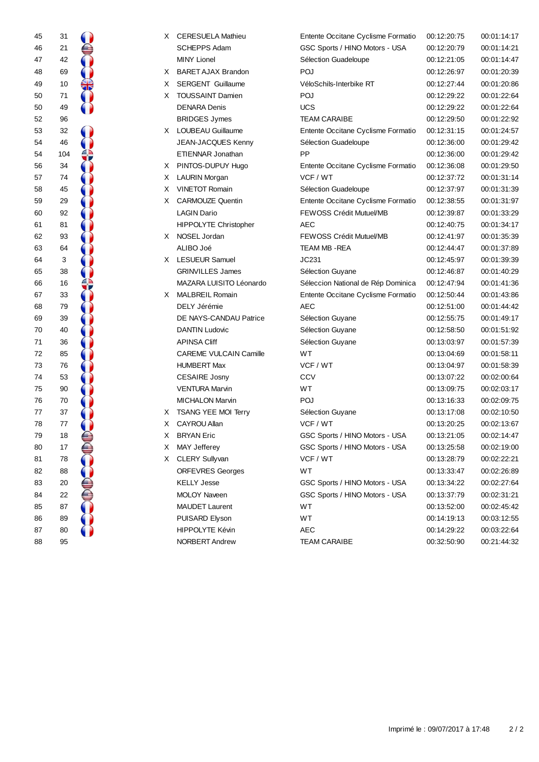| | | | | | | | |
|---|---|---|---|---|---|---|---|
| 45 | 31 | | X | CERESUELA Mathieu | Entente Occitane Cyclisme Formatio | 00:12:20:75 | 00:01:14:17 |
| 46 | 21 | | | SCHEPPS Adam | GSC Sports / HINO Motors - USA | 00:12:20:79 | 00:01:14:21 |
| 47 | 42 | | | MINY Lionel | Sélection Guadeloupe | 00:12:21:05 | 00:01:14:47 |
| 48 | 69 | | X | BARET AJAX Brandon | POJ | 00:12:26:97 | 00:01:20:39 |
| 49 | 10 | | X | SERGENT Guillaume | VéloSchils-Interbike RT | 00:12:27:44 | 00:01:20:86 |
| 50 | 71 | | X | TOUSSAINT Damien | POJ | 00:12:29:22 | 00:01:22:64 |
| 50 | 49 | | | DENARA Denis | UCS | 00:12:29:22 | 00:01:22:64 |
| 52 | 96 | | | BRIDGES Jymes | TEAM CARAIBE | 00:12:29:50 | 00:01:22:92 |
| 53 | 32 | | X | LOUBEAU Guillaume | Entente Occitane Cyclisme Formatio | 00:12:31:15 | 00:01:24:57 |
| 54 | 46 | | | JEAN-JACQUES Kenny | Sélection Guadeloupe | 00:12:36:00 | 00:01:29:42 |
| 54 | 104 | | | ETIENNAR Jonathan | PP | 00:12:36:00 | 00:01:29:42 |
| 56 | 34 | | X | PINTOS-DUPUY Hugo | Entente Occitane Cyclisme Formatio | 00:12:36:08 | 00:01:29:50 |
| 57 | 74 | | X | LAURIN Morgan | VCF / WT | 00:12:37:72 | 00:01:31:14 |
| 58 | 45 | | X | VINETOT Romain | Sélection Guadeloupe | 00:12:37:97 | 00:01:31:39 |
| 59 | 29 | | X | CARMOUZE Quentin | Entente Occitane Cyclisme Formatio | 00:12:38:55 | 00:01:31:97 |
| 60 | 92 | | | LAGIN Dario | FEWOSS Crédit Mutuel/MB | 00:12:39:87 | 00:01:33:29 |
| 61 | 81 | | | HIPPOLYTE Christopher | AEC | 00:12:40:75 | 00:01:34:17 |
| 62 | 93 | | X | NOSEL Jordan | FEWOSS Crédit Mutuel/MB | 00:12:41:97 | 00:01:35:39 |
| 63 | 64 | | | ALIBO Joé | TEAM MB -REA | 00:12:44:47 | 00:01:37:89 |
| 64 | 3 | | X | LESUEUR Samuel | JC231 | 00:12:45:97 | 00:01:39:39 |
| 65 | 38 | | | GRINVILLES James | Sélection Guyane | 00:12:46:87 | 00:01:40:29 |
| 66 | 16 | | | MAZARA LUISITO Léonardo | Séleccion National de Rép Dominica | 00:12:47:94 | 00:01:41:36 |
| 67 | 33 | | X | MALBREIL Romain | Entente Occitane Cyclisme Formatio | 00:12:50:44 | 00:01:43:86 |
| 68 | 79 | | | DELY Jérémie | AEC | 00:12:51:00 | 00:01:44:42 |
| 69 | 39 | | | DE NAYS-CANDAU Patrice | Sélection Guyane | 00:12:55:75 | 00:01:49:17 |
| 70 | 40 | | | DANTIN Ludovic | Sélection Guyane | 00:12:58:50 | 00:01:51:92 |
| 71 | 36 | | | APINSA Cliff | Sélection Guyane | 00:13:03:97 | 00:01:57:39 |
| 72 | 85 | | | CAREME VULCAIN Camille | WT | 00:13:04:69 | 00:01:58:11 |
| 73 | 76 | | | HUMBERT Max | VCF / WT | 00:13:04:97 | 00:01:58:39 |
| 74 | 53 | | | CESAIRE Josny | CCV | 00:13:07:22 | 00:02:00:64 |
| 75 | 90 | | | VENTURA Marvin | WT | 00:13:09:75 | 00:02:03:17 |
| 76 | 70 | | | MICHALON Marvin | POJ | 00:13:16:33 | 00:02:09:75 |
| 77 | 37 | | X | TSANG YEE MOI Terry | Sélection Guyane | 00:13:17:08 | 00:02:10:50 |
| 78 | 77 | | X | CAYROU Allan | VCF / WT | 00:13:20:25 | 00:02:13:67 |
| 79 | 18 | | X | BRYAN Eric | GSC Sports / HINO Motors - USA | 00:13:21:05 | 00:02:14:47 |
| 80 | 17 | | X | MAY Jefferey | GSC Sports / HINO Motors - USA | 00:13:25:58 | 00:02:19:00 |
| 81 | 78 | | X | CLERY Sullyvan | VCF / WT | 00:13:28:79 | 00:02:22:21 |
| 82 | 88 | | | ORFEVRES Georges | WT | 00:13:33:47 | 00:02:26:89 |
| 83 | 20 | | | KELLY Jesse | GSC Sports / HINO Motors - USA | 00:13:34:22 | 00:02:27:64 |
| 84 | 22 | | | MOLOY Naveen | GSC Sports / HINO Motors - USA | 00:13:37:79 | 00:02:31:21 |
| 85 | 87 | | | MAUDET Laurent | WT | 00:13:52:00 | 00:02:45:42 |
| 86 | 89 | | | PUISARD Elyson | WT | 00:14:19:13 | 00:03:12:55 |
| 87 | 80 | | | HIPPOLYTE Kévin | AEC | 00:14:29:22 | 00:03:22:64 |
| 88 | 95 | | | NORBERT Andrew | TEAM CARAIBE | 00:32:50:90 | 00:21:44:32 |

Imprimé le : 09/07/2017 à 17:48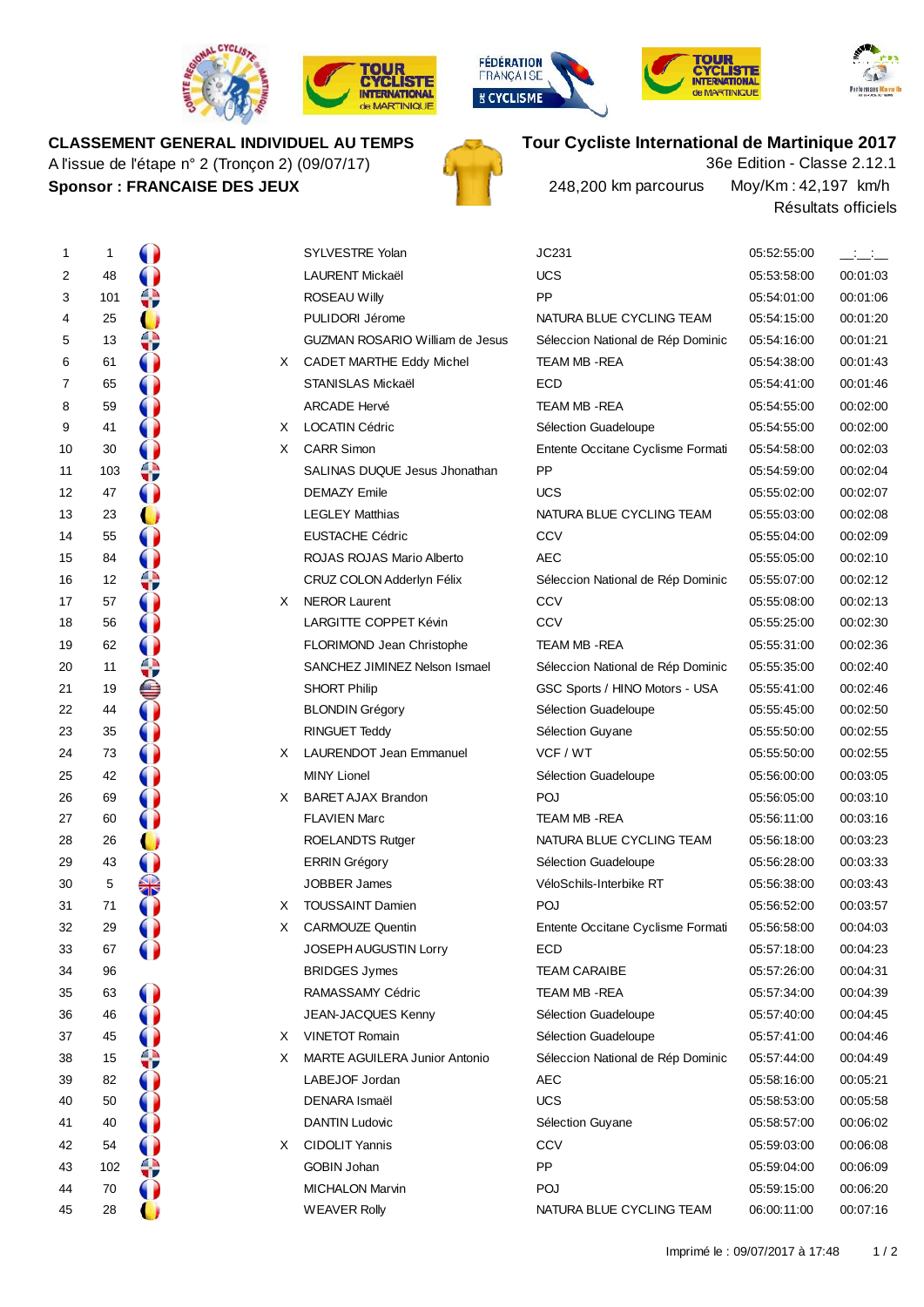**CLASSEMENT GENERAL INDIVIDUEL AU TEMPS**

A l'issue de l'étape n° 2 (Tronçon 2) (09/07/17)

**Sponsor : FRANCAISE DES JEUX**

**Tour Cycliste International de Martinique 2017**

36e Edition - Classe 2.12.1

248,200 km parcourus Moy/Km : 42,197 km/h

Résultats officiels

| Rang | Dossard | | Nom | Équipe | Temps | Écart |
|---|---|---|---|---|---|---|
| 1 | 1 | | SYLVESTRE Yolan | JC231 | 05:52:55:00 | \_\_:\_\_:\_\_ |
| 2 | 48 | | LAURENT Mickaël | UCS | 05:53:58:00 | 00:01:03 |
| 3 | 101 | | ROSEAU Willy | PP | 05:54:01:00 | 00:01:06 |
| 4 | 25 | | PULIDORI Jérome | NATURA BLUE CYCLING TEAM | 05:54:15:00 | 00:01:20 |
| 5 | 13 | | GUZMAN ROSARIO William de Jesus | Séleccion National de Rép Dominic | 05:54:16:00 | 00:01:21 |
| 6 | 61 | X | CADET MARTHE Eddy Michel | TEAM MB -REA | 05:54:38:00 | 00:01:43 |
| 7 | 65 | | STANISLAS Mickaël | ECD | 05:54:41:00 | 00:01:46 |
| 8 | 59 | | ARCADE Hervé | TEAM MB -REA | 05:54:55:00 | 00:02:00 |
| 9 | 41 | X | LOCATIN Cédric | Sélection Guadeloupe | 05:54:55:00 | 00:02:00 |
| 10 | 30 | X | CARR Simon | Entente Occitane Cyclisme Formati | 05:54:58:00 | 00:02:03 |
| 11 | 103 | | SALINAS DUQUE Jesus Jhonathan | PP | 05:54:59:00 | 00:02:04 |
| 12 | 47 | | DEMAZY Emile | UCS | 05:55:02:00 | 00:02:07 |
| 13 | 23 | | LEGLEY Matthias | NATURA BLUE CYCLING TEAM | 05:55:03:00 | 00:02:08 |
| 14 | 55 | | EUSTACHE Cédric | CCV | 05:55:04:00 | 00:02:09 |
| 15 | 84 | | ROJAS ROJAS Mario Alberto | AEC | 05:55:05:00 | 00:02:10 |
| 16 | 12 | | CRUZ COLON Adderlyn Félix | Séleccion National de Rép Dominic | 05:55:07:00 | 00:02:12 |
| 17 | 57 | X | NEROR Laurent | CCV | 05:55:08:00 | 00:02:13 |
| 18 | 56 | | LARGITTE COPPET Kévin | CCV | 05:55:25:00 | 00:02:30 |
| 19 | 62 | | FLORIMOND Jean Christophe | TEAM MB -REA | 05:55:31:00 | 00:02:36 |
| 20 | 11 | | SANCHEZ JIMINEZ Nelson Ismael | Séleccion National de Rép Dominic | 05:55:35:00 | 00:02:40 |
| 21 | 19 | | SHORT Philip | GSC Sports / HINO Motors - USA | 05:55:41:00 | 00:02:46 |
| 22 | 44 | | BLONDIN Grégory | Sélection Guadeloupe | 05:55:45:00 | 00:02:50 |
| 23 | 35 | | RINGUET Teddy | Sélection Guyane | 05:55:50:00 | 00:02:55 |
| 24 | 73 | X | LAURENDOT Jean Emmanuel | VCF / WT | 05:55:50:00 | 00:02:55 |
| 25 | 42 | | MINY Lionel | Sélection Guadeloupe | 05:56:00:00 | 00:03:05 |
| 26 | 69 | X | BARET AJAX Brandon | POJ | 05:56:05:00 | 00:03:10 |
| 27 | 60 | | FLAVIEN Marc | TEAM MB -REA | 05:56:11:00 | 00:03:16 |
| 28 | 26 | | ROELANDTS Rutger | NATURA BLUE CYCLING TEAM | 05:56:18:00 | 00:03:23 |
| 29 | 43 | | ERRIN Grégory | Sélection Guadeloupe | 05:56:28:00 | 00:03:33 |
| 30 | 5 | | JOBBER James | VéloSchils-Interbike RT | 05:56:38:00 | 00:03:43 |
| 31 | 71 | X | TOUSSAINT Damien | POJ | 05:56:52:00 | 00:03:57 |
| 32 | 29 | X | CARMOUZE Quentin | Entente Occitane Cyclisme Formati | 05:56:58:00 | 00:04:03 |
| 33 | 67 | | JOSEPH AUGUSTIN Lorry | ECD | 05:57:18:00 | 00:04:23 |
| 34 | 96 | | BRIDGES Jymes | TEAM CARAIBE | 05:57:26:00 | 00:04:31 |
| 35 | 63 | | RAMASSAMY Cédric | TEAM MB -REA | 05:57:34:00 | 00:04:39 |
| 36 | 46 | | JEAN-JACQUES Kenny | Sélection Guadeloupe | 05:57:40:00 | 00:04:45 |
| 37 | 45 | X | VINETOT Romain | Sélection Guadeloupe | 05:57:41:00 | 00:04:46 |
| 38 | 15 | X | MARTE AGUILERA Junior Antonio | Séleccion National de Rép Dominic | 05:57:44:00 | 00:04:49 |
| 39 | 82 | | LABEJOF Jordan | AEC | 05:58:16:00 | 00:05:21 |
| 40 | 50 | | DENARA Ismaël | UCS | 05:58:53:00 | 00:05:58 |
| 41 | 40 | | DANTIN Ludovic | Sélection Guyane | 05:58:57:00 | 00:06:02 |
| 42 | 54 | X | CIDOLIT Yannis | CCV | 05:59:03:00 | 00:06:08 |
| 43 | 102 | | GOBIN Johan | PP | 05:59:04:00 | 00:06:09 |
| 44 | 70 | | MICHALON Marvin | POJ | 05:59:15:00 | 00:06:20 |
| 45 | 28 | | WEAVER Rolly | NATURA BLUE CYCLING TEAM | 06:00:11:00 | 00:07:16 |

Imprimé le : 09/07/2017 à 17:48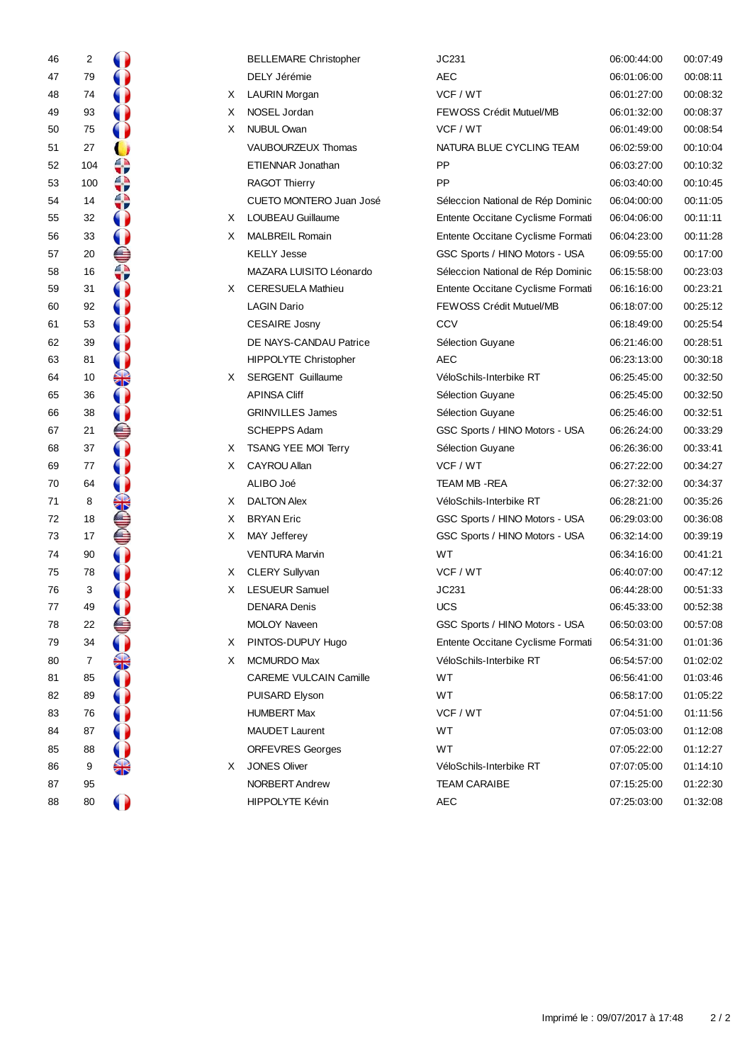| | | | | | | | |
|---|---|---|---|---|---|---|---|
| 46 | 2 | | | BELLEMARE Christopher | JC231 | 06:00:44:00 | 00:07:49 |
| 47 | 79 | | | DELY Jérémie | AEC | 06:01:06:00 | 00:08:11 |
| 48 | 74 | | X | LAURIN Morgan | VCF / WT | 06:01:27:00 | 00:08:32 |
| 49 | 93 | | X | NOSEL Jordan | FEWOSS Crédit Mutuel/MB | 06:01:32:00 | 00:08:37 |
| 50 | 75 | | X | NUBUL Owan | VCF / WT | 06:01:49:00 | 00:08:54 |
| 51 | 27 | | | VAUBOURZEUX Thomas | NATURA BLUE CYCLING TEAM | 06:02:59:00 | 00:10:04 |
| 52 | 104 | | | ETIENNAR Jonathan | PP | 06:03:27:00 | 00:10:32 |
| 53 | 100 | | | RAGOT Thierry | PP | 06:03:40:00 | 00:10:45 |
| 54 | 14 | | | CUETO MONTERO Juan José | Séleccion National de Rép Dominic | 06:04:00:00 | 00:11:05 |
| 55 | 32 | | X | LOUBEAU Guillaume | Entente Occitane Cyclisme Formati | 06:04:06:00 | 00:11:11 |
| 56 | 33 | | X | MALBREIL Romain | Entente Occitane Cyclisme Formati | 06:04:23:00 | 00:11:28 |
| 57 | 20 | | | KELLY Jesse | GSC Sports / HINO Motors - USA | 06:09:55:00 | 00:17:00 |
| 58 | 16 | | | MAZARA LUISITO Léonardo | Séleccion National de Rép Dominic | 06:15:58:00 | 00:23:03 |
| 59 | 31 | | X | CERESUELA Mathieu | Entente Occitane Cyclisme Formati | 06:16:16:00 | 00:23:21 |
| 60 | 92 | | | LAGIN Dario | FEWOSS Crédit Mutuel/MB | 06:18:07:00 | 00:25:12 |
| 61 | 53 | | | CESAIRE Josny | CCV | 06:18:49:00 | 00:25:54 |
| 62 | 39 | | | DE NAYS-CANDAU Patrice | Sélection Guyane | 06:21:46:00 | 00:28:51 |
| 63 | 81 | | | HIPPOLYTE Christopher | AEC | 06:23:13:00 | 00:30:18 |
| 64 | 10 | | X | SERGENT Guillaume | VéloSchils-Interbike RT | 06:25:45:00 | 00:32:50 |
| 65 | 36 | | | APINSA Cliff | Sélection Guyane | 06:25:45:00 | 00:32:50 |
| 66 | 38 | | | GRINVILLES James | Sélection Guyane | 06:25:46:00 | 00:32:51 |
| 67 | 21 | | | SCHEPPS Adam | GSC Sports / HINO Motors - USA | 06:26:24:00 | 00:33:29 |
| 68 | 37 | | X | TSANG YEE MOI Terry | Sélection Guyane | 06:26:36:00 | 00:33:41 |
| 69 | 77 | | X | CAYROU Allan | VCF / WT | 06:27:22:00 | 00:34:27 |
| 70 | 64 | | | ALIBO Joé | TEAM MB -REA | 06:27:32:00 | 00:34:37 |
| 71 | 8 | | X | DALTON Alex | VéloSchils-Interbike RT | 06:28:21:00 | 00:35:26 |
| 72 | 18 | | X | BRYAN Eric | GSC Sports / HINO Motors - USA | 06:29:03:00 | 00:36:08 |
| 73 | 17 | | X | MAY Jefferey | GSC Sports / HINO Motors - USA | 06:32:14:00 | 00:39:19 |
| 74 | 90 | | | VENTURA Marvin | WT | 06:34:16:00 | 00:41:21 |
| 75 | 78 | | X | CLERY Sullyvan | VCF / WT | 06:40:07:00 | 00:47:12 |
| 76 | 3 | | X | LESUEUR Samuel | JC231 | 06:44:28:00 | 00:51:33 |
| 77 | 49 | | | DENARA Denis | UCS | 06:45:33:00 | 00:52:38 |
| 78 | 22 | | | MOLOY Naveen | GSC Sports / HINO Motors - USA | 06:50:03:00 | 00:57:08 |
| 79 | 34 | | X | PINTOS-DUPUY Hugo | Entente Occitane Cyclisme Formati | 06:54:31:00 | 01:01:36 |
| 80 | 7 | | X | MCMURDO Max | VéloSchils-Interbike RT | 06:54:57:00 | 01:02:02 |
| 81 | 85 | | | CAREME VULCAIN Camille | WT | 06:56:41:00 | 01:03:46 |
| 82 | 89 | | | PUISARD Elyson | WT | 06:58:17:00 | 01:05:22 |
| 83 | 76 | | | HUMBERT Max | VCF / WT | 07:04:51:00 | 01:11:56 |
| 84 | 87 | | | MAUDET Laurent | WT | 07:05:03:00 | 01:12:08 |
| 85 | 88 | | | ORFEVRES Georges | WT | 07:05:22:00 | 01:12:27 |
| 86 | 9 | | X | JONES Oliver | VéloSchils-Interbike RT | 07:07:05:00 | 01:14:10 |
| 87 | 95 | | | NORBERT Andrew | TEAM CARAIBE | 07:15:25:00 | 01:22:30 |
| 88 | 80 | | | HIPPOLYTE Kévin | AEC | 07:25:03:00 | 01:32:08 |

Imprimé le : 09/07/2017 à 17:48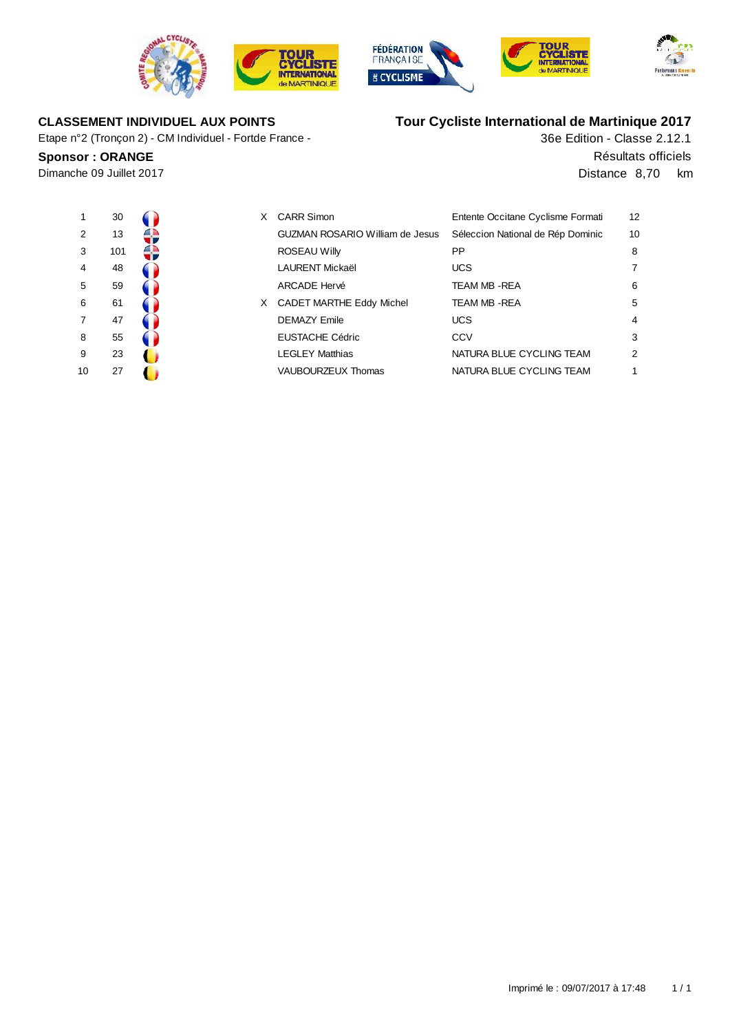**CLASSEMENT INDIVIDUEL AUX POINTS**

Etape n°2 (Tronçon 2) - CM Individuel - Fortde France -

**Sponsor : ORANGE**

Dimanche 09 Juillet 2017

**Tour Cycliste International de Martinique 2017**

36e Edition - Classe 2.12.1

Résultats officiels

Distance 8,70 km

| | | | | | | |
|---|---|---|---|---|---|---|
| 1 | 30 | | X | CARR Simon | Entente Occitane Cyclisme Formati | 12 |
| 2 | 13 | | | GUZMAN ROSARIO William de Jesus | Séleccion National de Rép Dominic | 10 |
| 3 | 101 | | | ROSEAU Willy | PP | 8 |
| 4 | 48 | | | LAURENT Mickaël | UCS | 7 |
| 5 | 59 | | | ARCADE Hervé | TEAM MB -REA | 6 |
| 6 | 61 | | X | CADET MARTHE Eddy Michel | TEAM MB -REA | 5 |
| 7 | 47 | | | DEMAZY Emile | UCS | 4 |
| 8 | 55 | | | EUSTACHE Cédric | CCV | 3 |
| 9 | 23 | | | LEGLEY Matthias | NATURA BLUE CYCLING TEAM | 2 |
| 10 | 27 | | | VAUBOURZEUX Thomas | NATURA BLUE CYCLING TEAM | 1 |

Imprimé le : 09/07/2017 à 17:48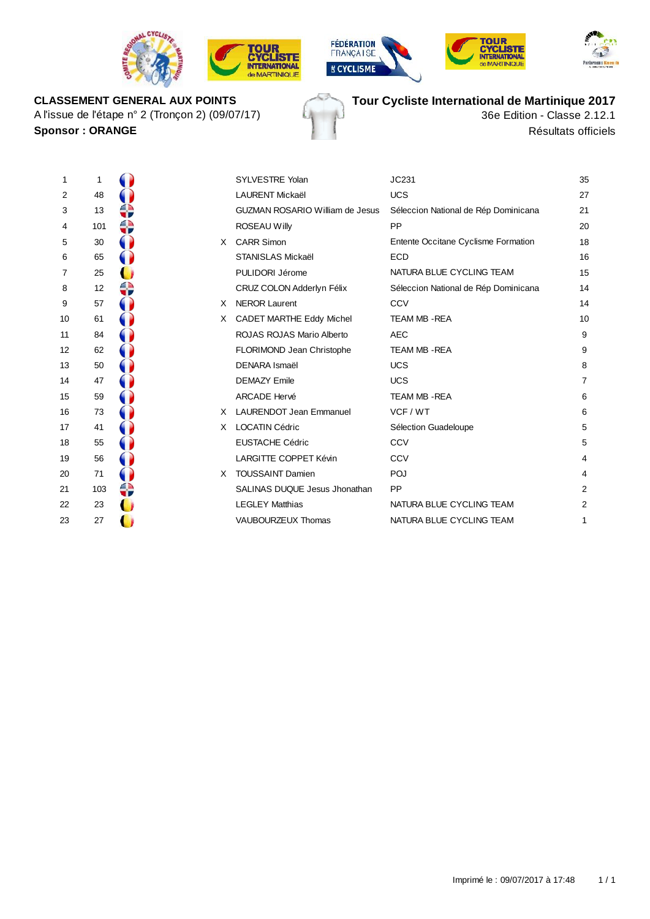**CLASSEMENT GENERAL AUX POINTS**

A l'issue de l'étape n° 2 (Tronçon 2) (09/07/17)

**Sponsor : ORANGE**

**Tour Cycliste International de Martinique 2017**

36e Edition - Classe 2.12.1

Résultats officiels

| | | | | | | |
|---|---|---|---|---|---|---|
| 1 | 1 | | | SYLVESTRE Yolan | JC231 | 35 |
| 2 | 48 | | | LAURENT Mickaël | UCS | 27 |
| 3 | 13 | | | GUZMAN ROSARIO William de Jesus | Séleccion National de Rép Dominicana | 21 |
| 4 | 101 | | | ROSEAU Willy | PP | 20 |
| 5 | 30 | | X | CARR Simon | Entente Occitane Cyclisme Formation | 18 |
| 6 | 65 | | | STANISLAS Mickaël | ECD | 16 |
| 7 | 25 | | | PULIDORI Jérome | NATURA BLUE CYCLING TEAM | 15 |
| 8 | 12 | | | CRUZ COLON Adderlyn Félix | Séleccion National de Rép Dominicana | 14 |
| 9 | 57 | | X | NEROR Laurent | CCV | 14 |
| 10 | 61 | | X | CADET MARTHE Eddy Michel | TEAM MB -REA | 10 |
| 11 | 84 | | | ROJAS ROJAS Mario Alberto | AEC | 9 |
| 12 | 62 | | | FLORIMOND Jean Christophe | TEAM MB -REA | 9 |
| 13 | 50 | | | DENARA Ismaël | UCS | 8 |
| 14 | 47 | | | DEMAZY Emile | UCS | 7 |
| 15 | 59 | | | ARCADE Hervé | TEAM MB -REA | 6 |
| 16 | 73 | | X | LAURENDOT Jean Emmanuel | VCF / WT | 6 |
| 17 | 41 | | X | LOCATIN Cédric | Sélection Guadeloupe | 5 |
| 18 | 55 | | | EUSTACHE Cédric | CCV | 5 |
| 19 | 56 | | | LARGITTE COPPET Kévin | CCV | 4 |
| 20 | 71 | | X | TOUSSAINT Damien | POJ | 4 |
| 21 | 103 | | | SALINAS DUQUE Jesus Jhonathan | PP | 2 |
| 22 | 23 | | | LEGLEY Matthias | NATURA BLUE CYCLING TEAM | 2 |
| 23 | 27 | | | VAUBOURZEUX Thomas | NATURA BLUE CYCLING TEAM | 1 |

Imprimé le : 09/07/2017 à 17:48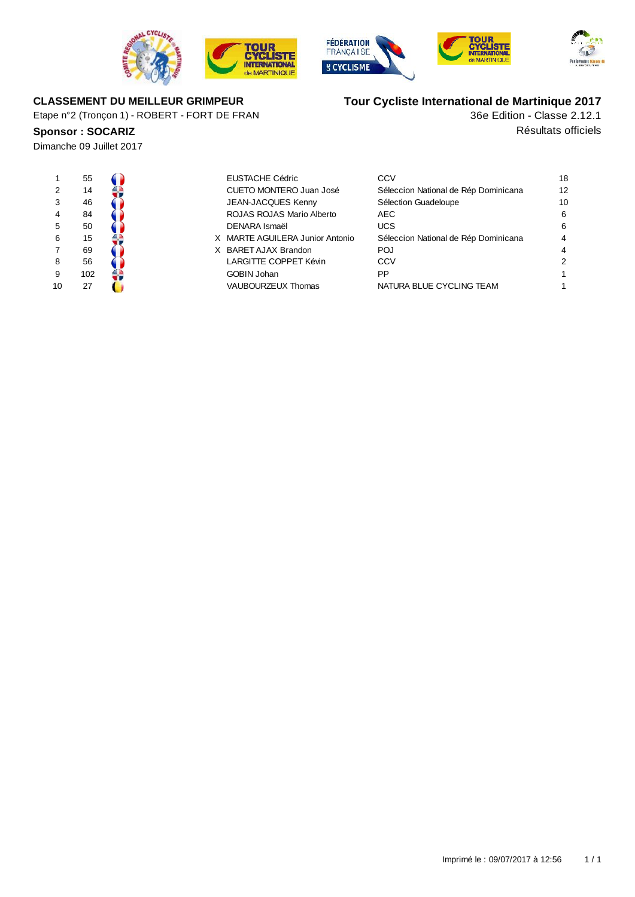**CLASSEMENT DU MEILLEUR GRIMPEUR**

Etape n°2 (Tronçon 1) - ROBERT - FORT DE FRAN

**Sponsor : SOCARIZ**

Dimanche 09 Juillet 2017

**Tour Cycliste International de Martinique 2017**

36e Edition - Classe 2.12.1

Résultats officiels

| | | | | | |
|---|---|---|---|---|---|
| 1 | 55 | | EUSTACHE Cédric | CCV | 18 |
| 2 | 14 | | CUETO MONTERO Juan José | Séleccion National de Rép Dominicana | 12 |
| 3 | 46 | | JEAN-JACQUES Kenny | Sélection Guadeloupe | 10 |
| 4 | 84 | | ROJAS ROJAS Mario Alberto | AEC | 6 |
| 5 | 50 | | DENARA Ismaël | UCS | 6 |
| 6 | 15 | X | MARTE AGUILERA Junior Antonio | Séleccion National de Rép Dominicana | 4 |
| 7 | 69 | X | BARET AJAX Brandon | POJ | 4 |
| 8 | 56 | | LARGITTE COPPET Kévin | CCV | 2 |
| 9 | 102 | | GOBIN Johan | PP | 1 |
| 10 | 27 | | VAUBOURZEUX Thomas | NATURA BLUE CYCLING TEAM | 1 |

Imprimé le : 09/07/2017 à 12:56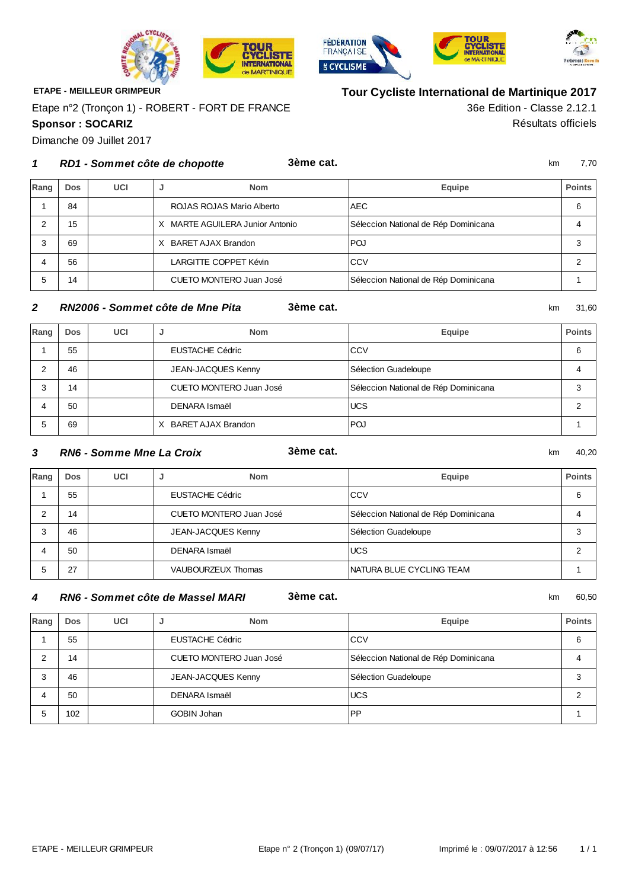**ETAPE - MEILLEUR GRIMPEUR**

Etape n°2 (Tronçon 1) - ROBERT - FORT DE FRANCE

**Sponsor : SOCARIZ**

Dimanche 09 Juillet 2017

## Tour Cycliste International de Martinique 2017

36e Edition - Classe 2.12.1

Résultats officiels

### 1 *RD1 - Sommet côte de chopotte* — 3ème cat. — km 7,70

| Rang | Dos | UCI | J | Nom | Equipe | Points |
|---|---|---|---|---|---|---|
| 1 | 84 | | | ROJAS ROJAS Mario Alberto | AEC | 6 |
| 2 | 15 | | X | MARTE AGUILERA Junior Antonio | Séleccion National de Rép Dominicana | 4 |
| 3 | 69 | | X | BARET AJAX Brandon | POJ | 3 |
| 4 | 56 | | | LARGITTE COPPET Kévin | CCV | 2 |
| 5 | 14 | | | CUETO MONTERO Juan José | Séleccion National de Rép Dominicana | 1 |

### 2 *RN2006 - Sommet côte de Mne Pita* — 3ème cat. — km 31,60

| Rang | Dos | UCI | J | Nom | Equipe | Points |
|---|---|---|---|---|---|---|
| 1 | 55 | | | EUSTACHE Cédric | CCV | 6 |
| 2 | 46 | | | JEAN-JACQUES Kenny | Sélection Guadeloupe | 4 |
| 3 | 14 | | | CUETO MONTERO Juan José | Séleccion National de Rép Dominicana | 3 |
| 4 | 50 | | | DENARA Ismaël | UCS | 2 |
| 5 | 69 | | X | BARET AJAX Brandon | POJ | 1 |

### 3 *RN6 - Somme Mne La Croix* — 3ème cat. — km 40,20

| Rang | Dos | UCI | J | Nom | Equipe | Points |
|---|---|---|---|---|---|---|
| 1 | 55 | | | EUSTACHE Cédric | CCV | 6 |
| 2 | 14 | | | CUETO MONTERO Juan José | Séleccion National de Rép Dominicana | 4 |
| 3 | 46 | | | JEAN-JACQUES Kenny | Sélection Guadeloupe | 3 |
| 4 | 50 | | | DENARA Ismaël | UCS | 2 |
| 5 | 27 | | | VAUBOURZEUX Thomas | NATURA BLUE CYCLING TEAM | 1 |

### 4 *RN6 - Sommet côte de Massel MARI* — 3ème cat. — km 60,50

| Rang | Dos | UCI | J | Nom | Equipe | Points |
|---|---|---|---|---|---|---|
| 1 | 55 | | | EUSTACHE Cédric | CCV | 6 |
| 2 | 14 | | | CUETO MONTERO Juan José | Séleccion National de Rép Dominicana | 4 |
| 3 | 46 | | | JEAN-JACQUES Kenny | Sélection Guadeloupe | 3 |
| 4 | 50 | | | DENARA Ismaël | UCS | 2 |
| 5 | 102 | | | GOBIN Johan | PP | 1 |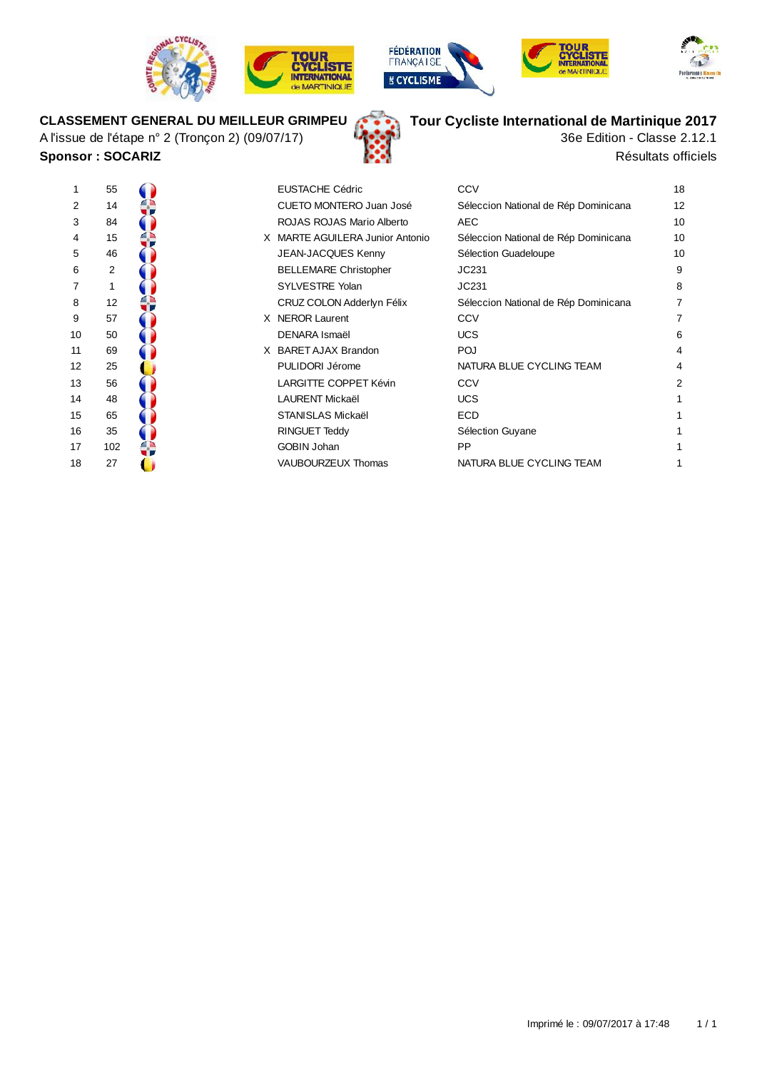**CLASSEMENT GENERAL DU MEILLEUR GRIMPEU**

A l'issue de l'étape n° 2 (Tronçon 2) (09/07/17)

**Sponsor : SOCARIZ**

**Tour Cycliste International de Martinique 2017**

36e Edition - Classe 2.12.1

Résultats officiels

| | | | | | | |
|---|---|---|---|---|---|---|
| 1 | 55 | | | EUSTACHE Cédric | CCV | 18 |
| 2 | 14 | | | CUETO MONTERO Juan José | Séleccion National de Rép Dominicana | 12 |
| 3 | 84 | | | ROJAS ROJAS Mario Alberto | AEC | 10 |
| 4 | 15 | | X | MARTE AGUILERA Junior Antonio | Séleccion National de Rép Dominicana | 10 |
| 5 | 46 | | | JEAN-JACQUES Kenny | Sélection Guadeloupe | 10 |
| 6 | 2 | | | BELLEMARE Christopher | JC231 | 9 |
| 7 | 1 | | | SYLVESTRE Yolan | JC231 | 8 |
| 8 | 12 | | | CRUZ COLON Adderlyn Félix | Séleccion National de Rép Dominicana | 7 |
| 9 | 57 | | X | NEROR Laurent | CCV | 7 |
| 10 | 50 | | | DENARA Ismaël | UCS | 6 |
| 11 | 69 | | X | BARET AJAX Brandon | POJ | 4 |
| 12 | 25 | | | PULIDORI Jérome | NATURA BLUE CYCLING TEAM | 4 |
| 13 | 56 | | | LARGITTE COPPET Kévin | CCV | 2 |
| 14 | 48 | | | LAURENT Mickaël | UCS | 1 |
| 15 | 65 | | | STANISLAS Mickaël | ECD | 1 |
| 16 | 35 | | | RINGUET Teddy | Sélection Guyane | 1 |
| 17 | 102 | | | GOBIN Johan | PP | 1 |
| 18 | 27 | | | VAUBOURZEUX Thomas | NATURA BLUE CYCLING TEAM | 1 |

Imprimé le : 09/07/2017 à 17:48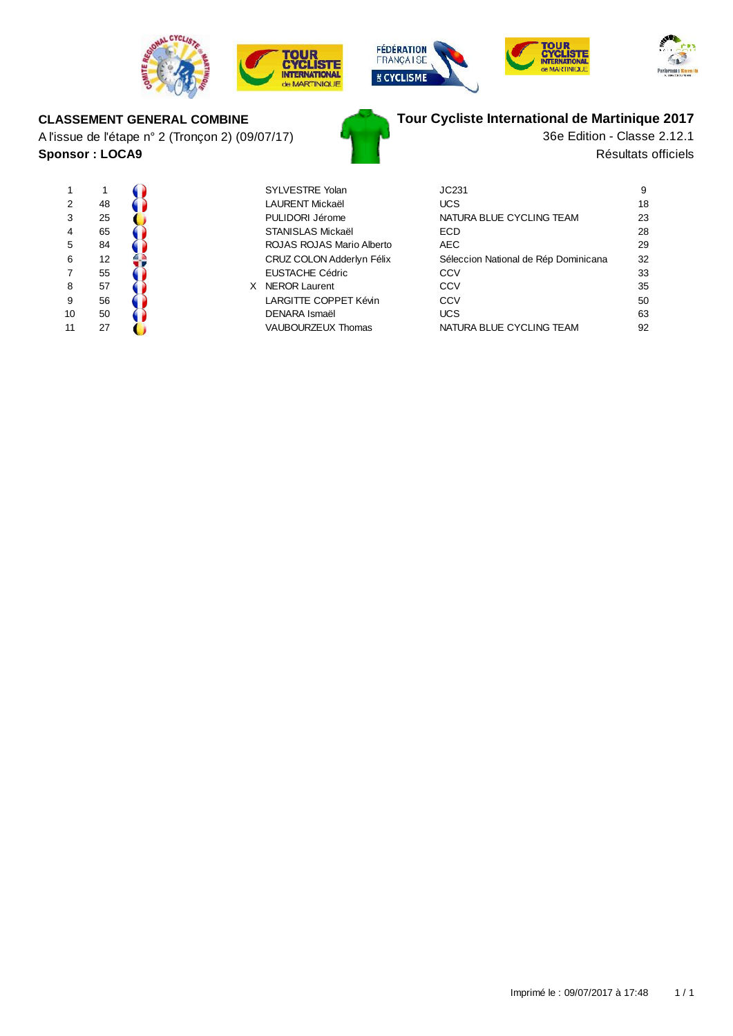**CLASSEMENT GENERAL COMBINE**

A l'issue de l'étape n° 2 (Tronçon 2) (09/07/17)

**Sponsor : LOCA9**

**Tour Cycliste International de Martinique 2017**

36e Edition - Classe 2.12.1

Résultats officiels

| | | | | | |
|---|---|---|---|---|---|
| 1 | 1 | | SYLVESTRE Yolan | JC231 | 9 |
| 2 | 48 | | LAURENT Mickaël | UCS | 18 |
| 3 | 25 | | PULIDORI Jérome | NATURA BLUE CYCLING TEAM | 23 |
| 4 | 65 | | STANISLAS Mickaël | ECD | 28 |
| 5 | 84 | | ROJAS ROJAS Mario Alberto | AEC | 29 |
| 6 | 12 | | CRUZ COLON Adderlyn Félix | Séleccion National de Rép Dominicana | 32 |
| 7 | 55 | | EUSTACHE Cédric | CCV | 33 |
| 8 | 57 | X | NERON Laurent | CCV | 35 |
| 9 | 56 | | LARGITTE COPPET Kévin | CCV | 50 |
| 10 | 50 | | DENARA Ismaël | UCS | 63 |
| 11 | 27 | | VAUBOURZEUX Thomas | NATURA BLUE CYCLING TEAM | 92 |

Imprimé le : 09/07/2017 à 17:48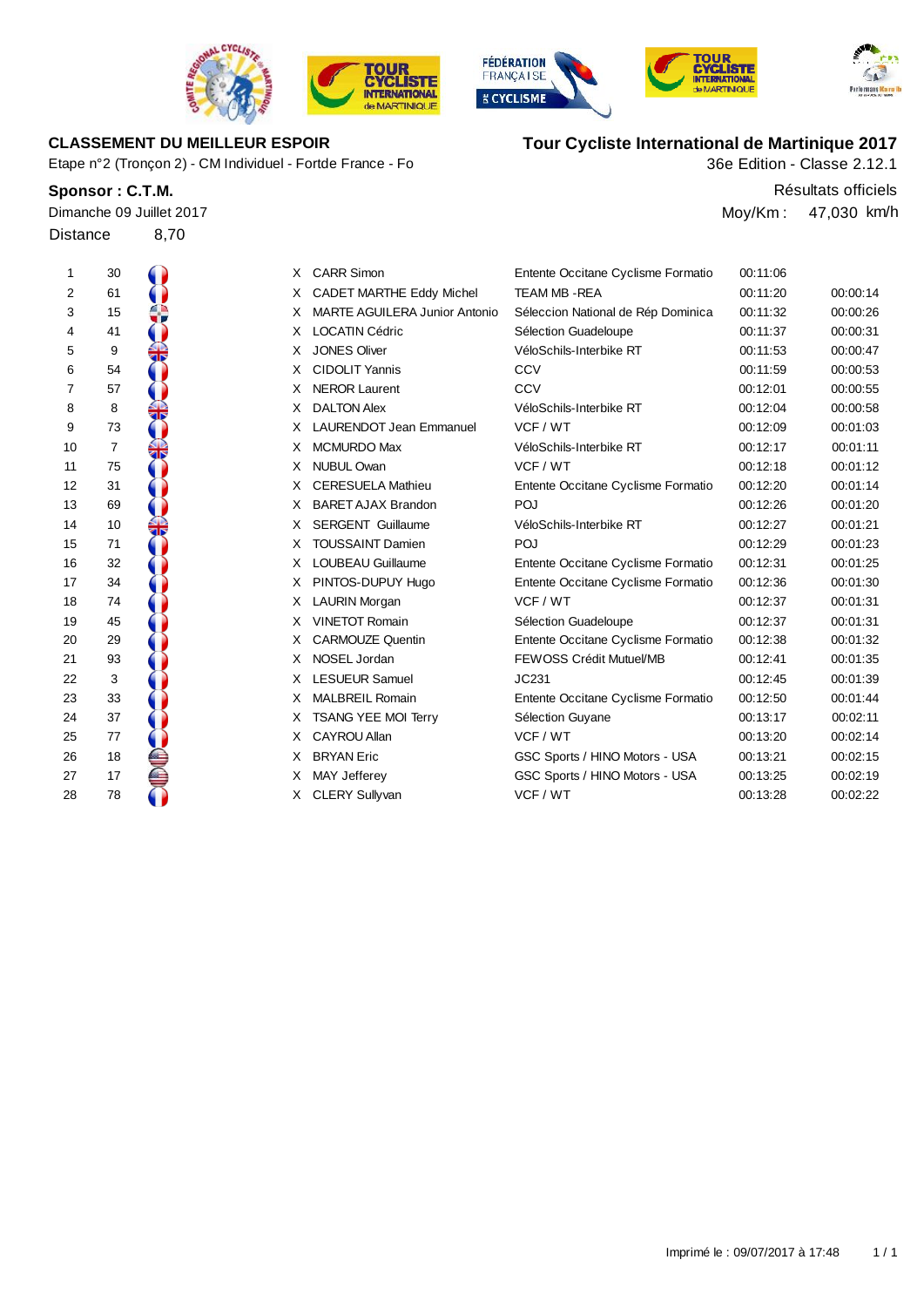**CLASSEMENT DU MEILLEUR ESPOIR**

Etape n°2 (Tronçon 2) - CM Individuel - Fortde France - Fo

**Tour Cycliste International de Martinique 2017**

36e Edition - Classe 2.12.1

**Sponsor : C.T.M.**

Résultats officiels

Dimanche 09 Juillet 2017

Moy/Km : 47,030 km/h

Distance 8,70

| Pl. | Dos. | | Nom | Equipe | Temps | Écart |
|---|---|---|---|---|---|---|
| 1 | 30 | X | CARR Simon | Entente Occitane Cyclisme Formatio | 00:11:06 | |
| 2 | 61 | X | CADET MARTHE Eddy Michel | TEAM MB -REA | 00:11:20 | 00:00:14 |
| 3 | 15 | X | MARTE AGUILERA Junior Antonio | Séleccion National de Rép Dominica | 00:11:32 | 00:00:26 |
| 4 | 41 | X | LOCATIN Cédric | Sélection Guadeloupe | 00:11:37 | 00:00:31 |
| 5 | 9 | X | JONES Oliver | VéloSchils-Interbike RT | 00:11:53 | 00:00:47 |
| 6 | 54 | X | CIDOLIT Yannis | CCV | 00:11:59 | 00:00:53 |
| 7 | 57 | X | NEROR Laurent | CCV | 00:12:01 | 00:00:55 |
| 8 | 8 | X | DALTON Alex | VéloSchils-Interbike RT | 00:12:04 | 00:00:58 |
| 9 | 73 | X | LAURENDOT Jean Emmanuel | VCF / WT | 00:12:09 | 00:01:03 |
| 10 | 7 | X | MCMURDO Max | VéloSchils-Interbike RT | 00:12:17 | 00:01:11 |
| 11 | 75 | X | NUBUL Owan | VCF / WT | 00:12:18 | 00:01:12 |
| 12 | 31 | X | CERESUELA Mathieu | Entente Occitane Cyclisme Formatio | 00:12:20 | 00:01:14 |
| 13 | 69 | X | BARET AJAX Brandon | POJ | 00:12:26 | 00:01:20 |
| 14 | 10 | X | SERGENT Guillaume | VéloSchils-Interbike RT | 00:12:27 | 00:01:21 |
| 15 | 71 | X | TOUSSAINT Damien | POJ | 00:12:29 | 00:01:23 |
| 16 | 32 | X | LOUBEAU Guillaume | Entente Occitane Cyclisme Formatio | 00:12:31 | 00:01:25 |
| 17 | 34 | X | PINTOS-DUPUY Hugo | Entente Occitane Cyclisme Formatio | 00:12:36 | 00:01:30 |
| 18 | 74 | X | LAURIN Morgan | VCF / WT | 00:12:37 | 00:01:31 |
| 19 | 45 | X | VINETOT Romain | Sélection Guadeloupe | 00:12:37 | 00:01:31 |
| 20 | 29 | X | CARMOUZE Quentin | Entente Occitane Cyclisme Formatio | 00:12:38 | 00:01:32 |
| 21 | 93 | X | NOSEL Jordan | FEWOSS Crédit Mutuel/MB | 00:12:41 | 00:01:35 |
| 22 | 3 | X | LESUEUR Samuel | JC231 | 00:12:45 | 00:01:39 |
| 23 | 33 | X | MALBREIL Romain | Entente Occitane Cyclisme Formatio | 00:12:50 | 00:01:44 |
| 24 | 37 | X | TSANG YEE MOI Terry | Sélection Guyane | 00:13:17 | 00:02:11 |
| 25 | 77 | X | CAYROU Allan | VCF / WT | 00:13:20 | 00:02:14 |
| 26 | 18 | X | BRYAN Eric | GSC Sports / HINO Motors - USA | 00:13:21 | 00:02:15 |
| 27 | 17 | X | MAY Jefferey | GSC Sports / HINO Motors - USA | 00:13:25 | 00:02:19 |
| 28 | 78 | X | CLERY Sullyvan | VCF / WT | 00:13:28 | 00:02:22 |

Imprimé le : 09/07/2017 à 17:48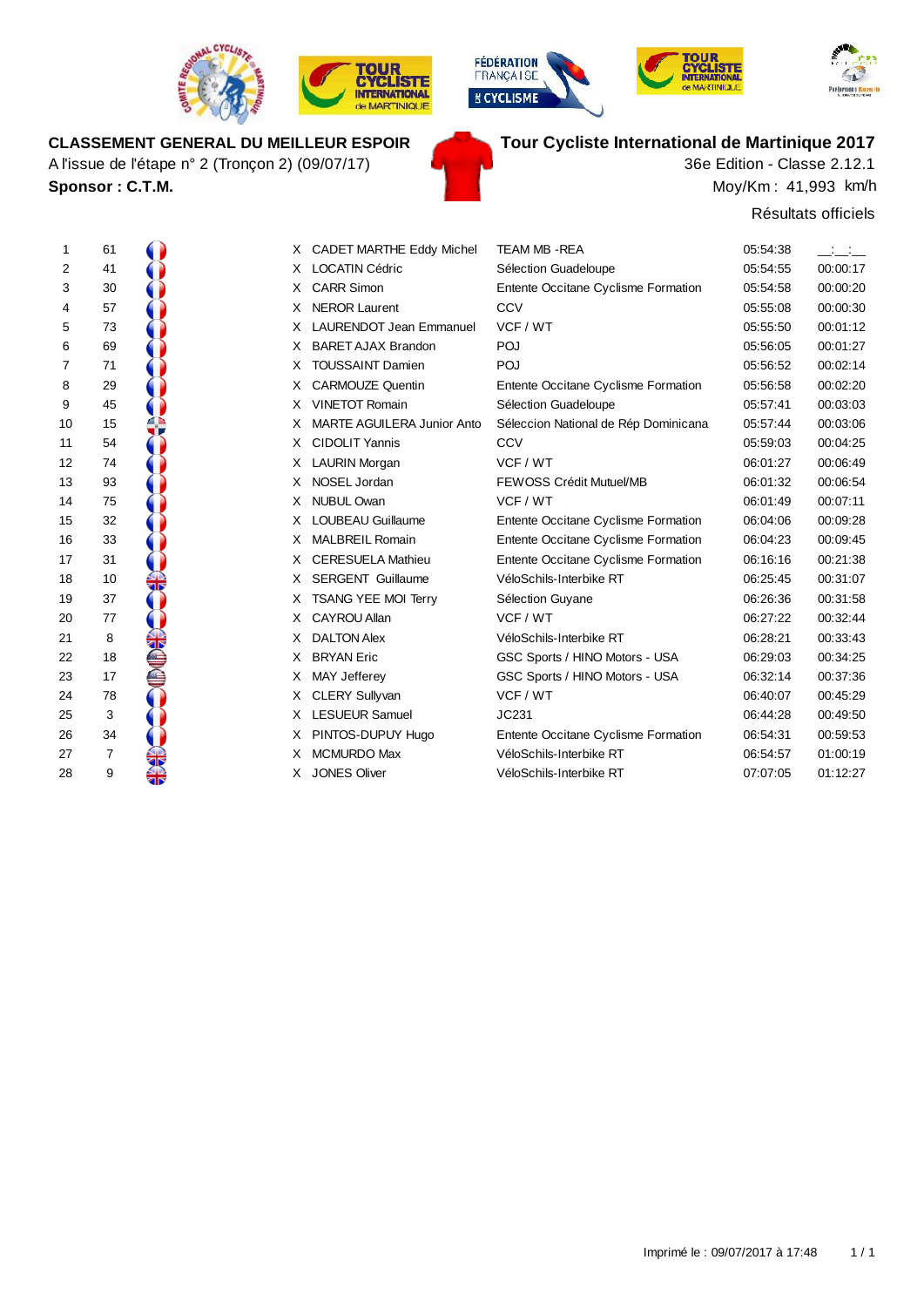**CLASSEMENT GENERAL DU MEILLEUR ESPOIR**

A l'issue de l'étape n° 2 (Tronçon 2) (09/07/17)

**Sponsor : C.T.M.**

**Tour Cycliste International de Martinique 2017**

36e Edition - Classe 2.12.1

Moy/Km : 41,993 km/h

Résultats officiels

| | | | | | | |
|---|---|---|---|---|---|---|
| 1 | 61 | X | CADET MARTHE Eddy Michel | TEAM MB -REA | 05:54:38 | __:__:__ |
| 2 | 41 | X | LOCATIN Cédric | Sélection Guadeloupe | 05:54:55 | 00:00:17 |
| 3 | 30 | X | CARR Simon | Entente Occitane Cyclisme Formation | 05:54:58 | 00:00:20 |
| 4 | 57 | X | NEROR Laurent | CCV | 05:55:08 | 00:00:30 |
| 5 | 73 | X | LAURENDOT Jean Emmanuel | VCF / WT | 05:55:50 | 00:01:12 |
| 6 | 69 | X | BARET AJAX Brandon | POJ | 05:56:05 | 00:01:27 |
| 7 | 71 | X | TOUSSAINT Damien | POJ | 05:56:52 | 00:02:14 |
| 8 | 29 | X | CARMOUZE Quentin | Entente Occitane Cyclisme Formation | 05:56:58 | 00:02:20 |
| 9 | 45 | X | VINETOT Romain | Sélection Guadeloupe | 05:57:41 | 00:03:03 |
| 10 | 15 | X | MARTE AGUILERA Junior Anto | Séleccion National de Rép Dominicana | 05:57:44 | 00:03:06 |
| 11 | 54 | X | CIDOLIT Yannis | CCV | 05:59:03 | 00:04:25 |
| 12 | 74 | X | LAURIN Morgan | VCF / WT | 06:01:27 | 00:06:49 |
| 13 | 93 | X | NOSEL Jordan | FEWOSS Crédit Mutuel/MB | 06:01:32 | 00:06:54 |
| 14 | 75 | X | NUBUL Owan | VCF / WT | 06:01:49 | 00:07:11 |
| 15 | 32 | X | LOUBEAU Guillaume | Entente Occitane Cyclisme Formation | 06:04:06 | 00:09:28 |
| 16 | 33 | X | MALBREIL Romain | Entente Occitane Cyclisme Formation | 06:04:23 | 00:09:45 |
| 17 | 31 | X | CERESUELA Mathieu | Entente Occitane Cyclisme Formation | 06:16:16 | 00:21:38 |
| 18 | 10 | X | SERGENT Guillaume | VéloSchils-Interbike RT | 06:25:45 | 00:31:07 |
| 19 | 37 | X | TSANG YEE MOI Terry | Sélection Guyane | 06:26:36 | 00:31:58 |
| 20 | 77 | X | CAYROU Allan | VCF / WT | 06:27:22 | 00:32:44 |
| 21 | 8 | X | DALTON Alex | VéloSchils-Interbike RT | 06:28:21 | 00:33:43 |
| 22 | 18 | X | BRYAN Eric | GSC Sports / HINO Motors - USA | 06:29:03 | 00:34:25 |
| 23 | 17 | X | MAY Jefferey | GSC Sports / HINO Motors - USA | 06:32:14 | 00:37:36 |
| 24 | 78 | X | CLERY Sullyvan | VCF / WT | 06:40:07 | 00:45:29 |
| 25 | 3 | X | LESUEUR Samuel | JC231 | 06:44:28 | 00:49:50 |
| 26 | 34 | X | PINTOS-DUPUY Hugo | Entente Occitane Cyclisme Formation | 06:54:31 | 00:59:53 |
| 27 | 7 | X | MCMURDO Max | VéloSchils-Interbike RT | 06:54:57 | 01:00:19 |
| 28 | 9 | X | JONES Oliver | VéloSchils-Interbike RT | 07:07:05 | 01:12:27 |

Imprimé le : 09/07/2017 à 17:48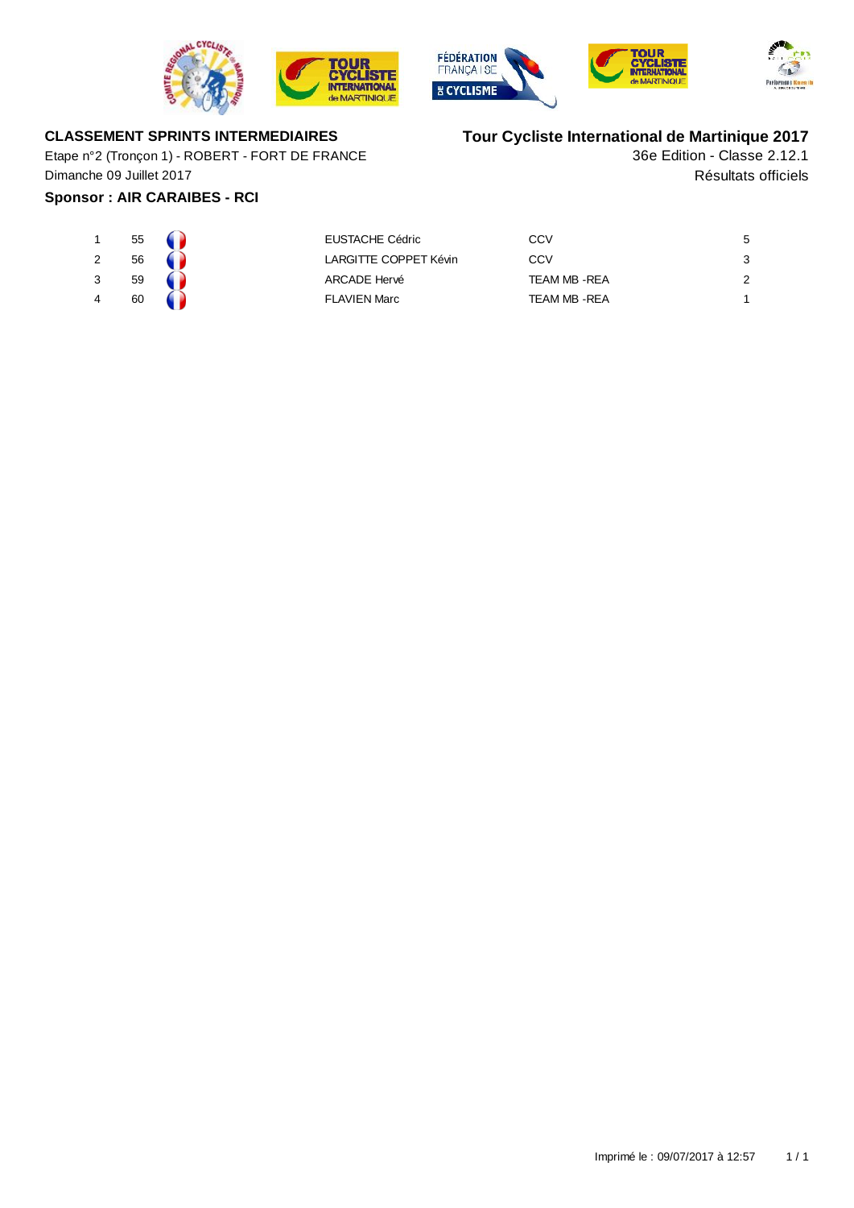**CLASSEMENT SPRINTS INTERMEDIAIRES**

Etape n°2 (Tronçon 1) - ROBERT - FORT DE FRANCE

Dimanche 09 Juillet 2017

**Sponsor : AIR CARAIBES - RCI**

**Tour Cycliste International de Martinique 2017**

36e Edition - Classe 2.12.1

Résultats officiels

| | | | | | |
|---|---|---|---|---|---|
| 1 | 55 | FRA | EUSTACHE Cédric | CCV | 5 |
| 2 | 56 | FRA | LARGITTE COPPET Kévin | CCV | 3 |
| 3 | 59 | FRA | ARCADE Hervé | TEAM MB -REA | 2 |
| 4 | 60 | FRA | FLAVIEN Marc | TEAM MB -REA | 1 |

Imprimé le : 09/07/2017 à 12:57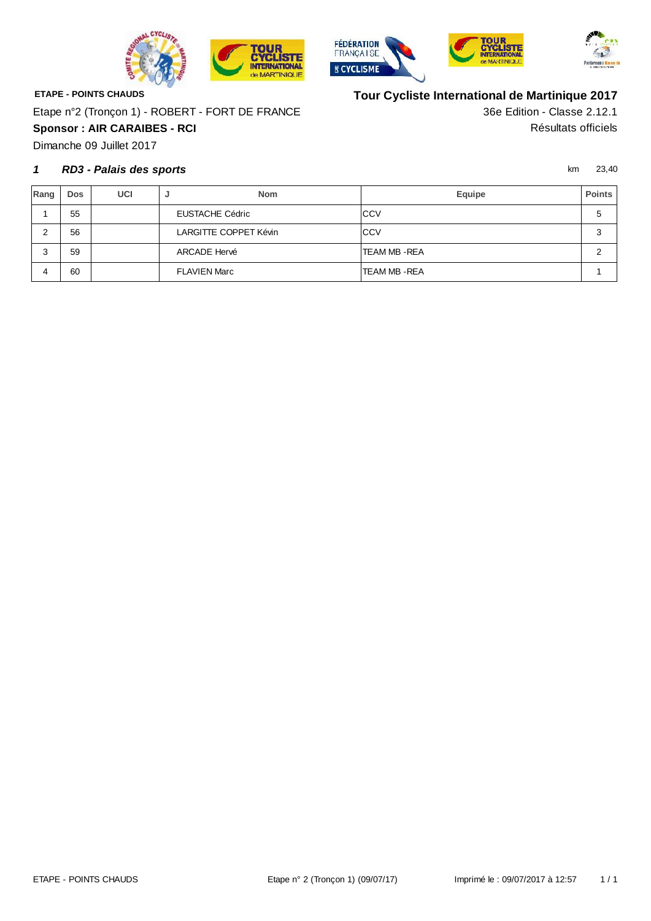**ETAPE - POINTS CHAUDS**

## Tour Cycliste International de Martinique 2017

Etape n°2 (Tronçon 1) - ROBERT - FORT DE FRANCE

36e Edition - Classe 2.12.1

**Sponsor : AIR CARAIBES - RCI**

Résultats officiels

Dimanche 09 Juillet 2017

### *1 RD3 - Palais des sports*

km 23,40

| Rang | Dos | UCI | J | Nom | Equipe | Points |
|---|---|---|---|---|---|---|
| 1 | 55 | | | EUSTACHE Cédric | CCV | 5 |
| 2 | 56 | | | LARGITTE COPPET Kévin | CCV | 3 |
| 3 | 59 | | | ARCADE Hervé | TEAM MB -REA | 2 |
| 4 | 60 | | | FLAVIEN Marc | TEAM MB -REA | 1 |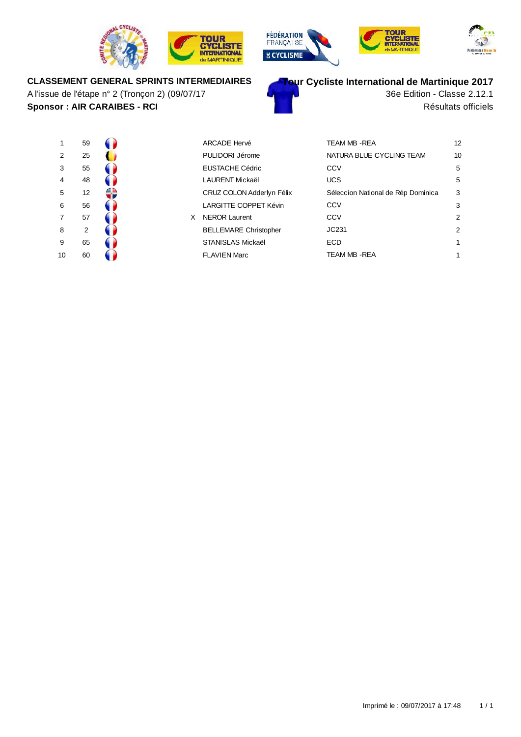**CLASSEMENT GENERAL SPRINTS INTERMEDIAIRES**

A l'issue de l'étape n° 2 (Tronçon 2) (09/07/17)

**Sponsor : AIR CARAIBES - RCI**

**Tour Cycliste International de Martinique 2017**

36e Edition - Classe 2.12.1

Résultats officiels

| | | | | | | |
|---|---|---|---|---|---|---|
| 1 | 59 | | | ARCADE Hervé | TEAM MB -REA | 12 |
| 2 | 25 | | | PULIDORI Jérome | NATURA BLUE CYCLING TEAM | 10 |
| 3 | 55 | | | EUSTACHE Cédric | CCV | 5 |
| 4 | 48 | | | LAURENT Mickaël | UCS | 5 |
| 5 | 12 | | | CRUZ COLON Adderlyn Félix | Séleccion National de Rép Dominica | 3 |
| 6 | 56 | | | LARGITTE COPPET Kévin | CCV | 3 |
| 7 | 57 | | X | NEROR Laurent | CCV | 2 |
| 8 | 2 | | | BELLEMARE Christopher | JC231 | 2 |
| 9 | 65 | | | STANISLAS Mickaël | ECD | 1 |
| 10 | 60 | | | FLAVIEN Marc | TEAM MB -REA | 1 |

Imprimé le : 09/07/2017 à 17:48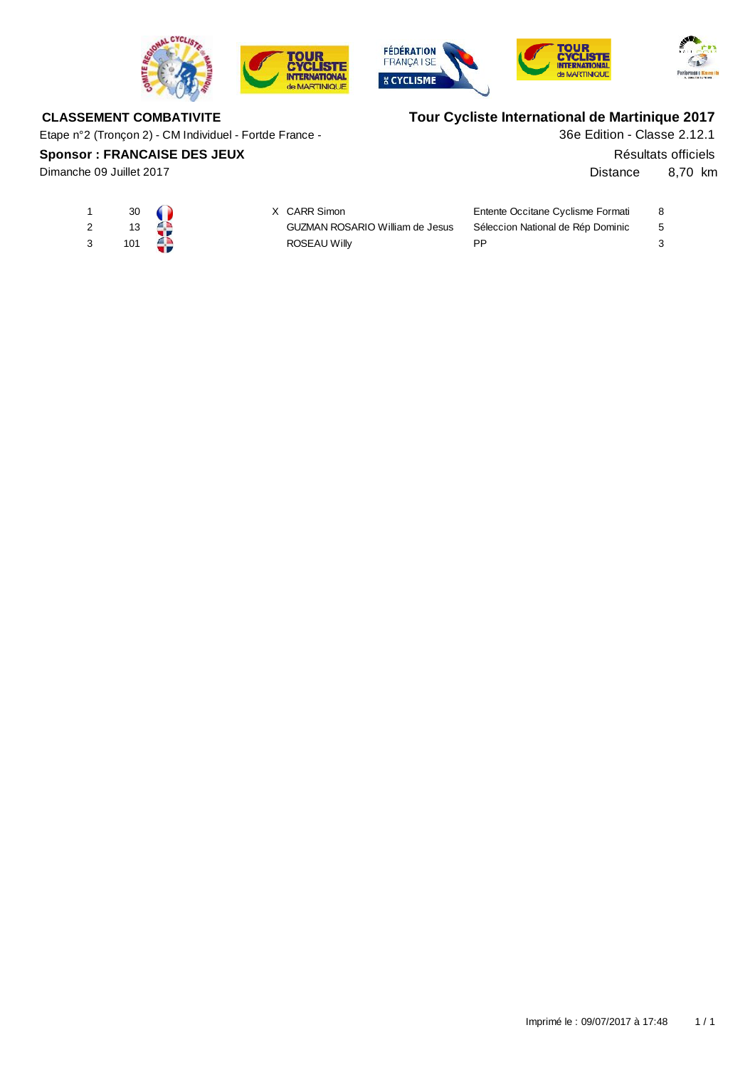**CLASSEMENT COMBATIVITE**

Etape n°2 (Tronçon 2) - CM Individuel - Fortde France -

**Sponsor : FRANCAISE DES JEUX**

Dimanche 09 Juillet 2017

**Tour Cycliste International de Martinique 2017**

36e Edition - Classe 2.12.1

Résultats officiels

Distance 8,70 km

| | | | | | |
|---|---|---|---|---|---|
| 1 | 30 | X | CARR Simon | Entente Occitane Cyclisme Formati | 8 |
| 2 | 13 | | GUZMAN ROSARIO William de Jesus | Séleccion National de Rép Dominic | 5 |
| 3 | 101 | | ROSEAU Willy | PP | 3 |

Imprimé le : 09/07/2017 à 17:48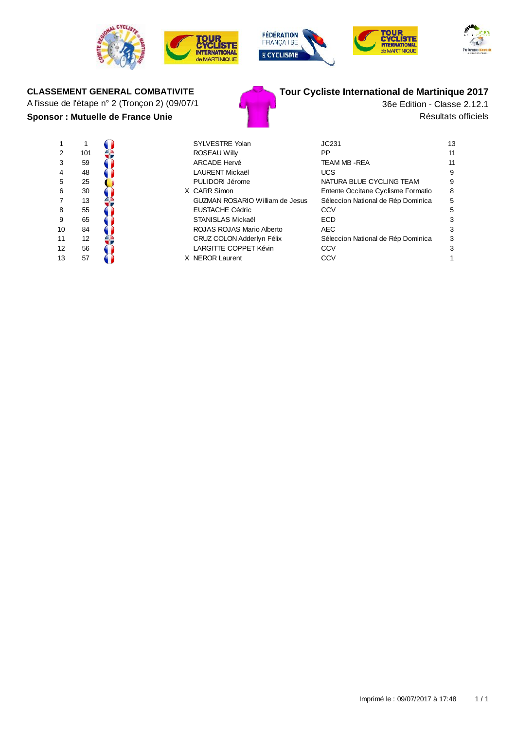**CLASSEMENT GENERAL COMBATIVITE**

A l'issue de l'étape n° 2 (Tronçon 2) (09/07/1

**Sponsor : Mutuelle de France Unie**

**Tour Cycliste International de Martinique 2017**

36e Edition - Classe 2.12.1

Résultats officiels

| | | | | | | |
|---|---|---|---|---|---|---|
| 1 | 1 | | | SYLVESTRE Yolan | JC231 | 13 |
| 2 | 101 | | | ROSEAU Willy | PP | 11 |
| 3 | 59 | | | ARCADE Hervé | TEAM MB -REA | 11 |
| 4 | 48 | | | LAURENT Mickaël | UCS | 9 |
| 5 | 25 | | | PULIDORI Jérome | NATURA BLUE CYCLING TEAM | 9 |
| 6 | 30 | | X | CARR Simon | Entente Occitane Cyclisme Formatio | 8 |
| 7 | 13 | | | GUZMAN ROSARIO William de Jesus | Séleccion National de Rép Dominica | 5 |
| 8 | 55 | | | EUSTACHE Cédric | CCV | 5 |
| 9 | 65 | | | STANISLAS Mickaël | ECD | 3 |
| 10 | 84 | | | ROJAS ROJAS Mario Alberto | AEC | 3 |
| 11 | 12 | | | CRUZ COLON Adderlyn Félix | Séleccion National de Rép Dominica | 3 |
| 12 | 56 | | | LARGITTE COPPET Kévin | CCV | 3 |
| 13 | 57 | | X | NEROR Laurent | CCV | 1 |

Imprimé le : 09/07/2017 à 17:48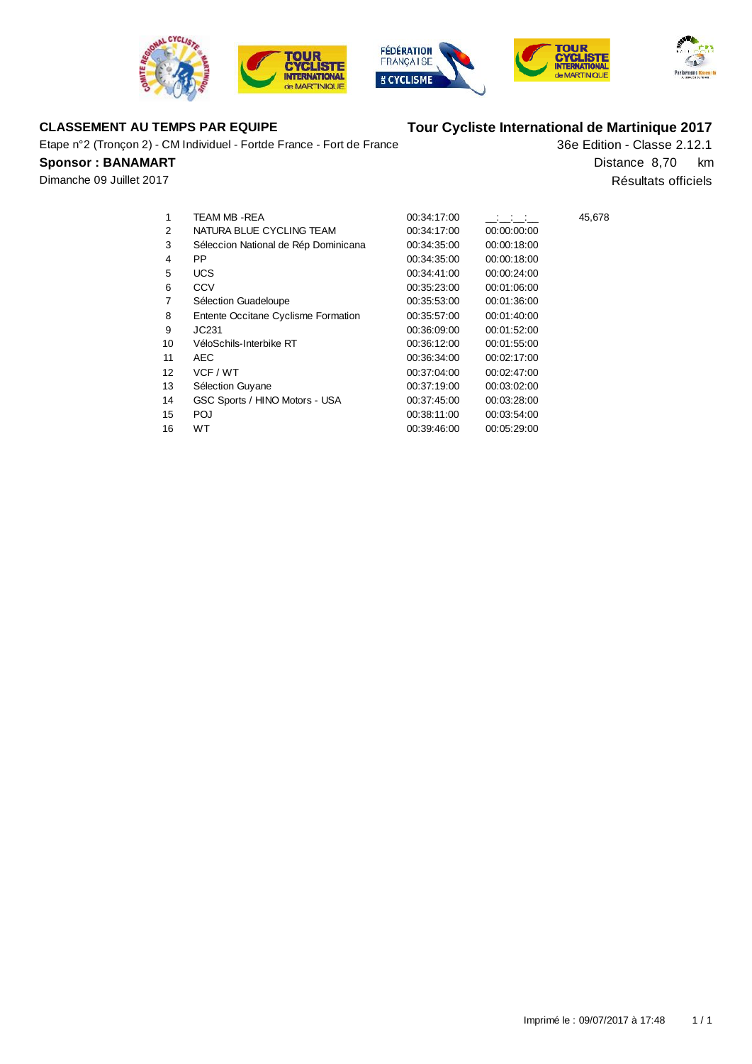**CLASSEMENT AU TEMPS PAR EQUIPE**

Etape n°2 (Tronçon 2) - CM Individuel - Fortde France - Fort de France

**Sponsor : BANAMART**

Dimanche 09 Juillet 2017

**Tour Cycliste International de Martinique 2017**

36e Edition - Classe 2.12.1

Distance 8,70 km

Résultats officiels

| | | | | |
|---|---|---|---|---|
| 1 | TEAM MB -REA | 00:34:17:00 | __:__:__:__ | 45,678 |
| 2 | NATURA BLUE CYCLING TEAM | 00:34:17:00 | 00:00:00:00 | |
| 3 | Séleccion National de Rép Dominicana | 00:34:35:00 | 00:00:18:00 | |
| 4 | PP | 00:34:35:00 | 00:00:18:00 | |
| 5 | UCS | 00:34:41:00 | 00:00:24:00 | |
| 6 | CCV | 00:35:23:00 | 00:01:06:00 | |
| 7 | Sélection Guadeloupe | 00:35:53:00 | 00:01:36:00 | |
| 8 | Entente Occitane Cyclisme Formation | 00:35:57:00 | 00:01:40:00 | |
| 9 | JC231 | 00:36:09:00 | 00:01:52:00 | |
| 10 | VéloSchils-Interbike RT | 00:36:12:00 | 00:01:55:00 | |
| 11 | AEC | 00:36:34:00 | 00:02:17:00 | |
| 12 | VCF / WT | 00:37:04:00 | 00:02:47:00 | |
| 13 | Sélection Guyane | 00:37:19:00 | 00:03:02:00 | |
| 14 | GSC Sports / HINO Motors - USA | 00:37:45:00 | 00:03:28:00 | |
| 15 | POJ | 00:38:11:00 | 00:03:54:00 | |
| 16 | WT | 00:39:46:00 | 00:05:29:00 | |

Imprimé le : 09/07/2017 à 17:48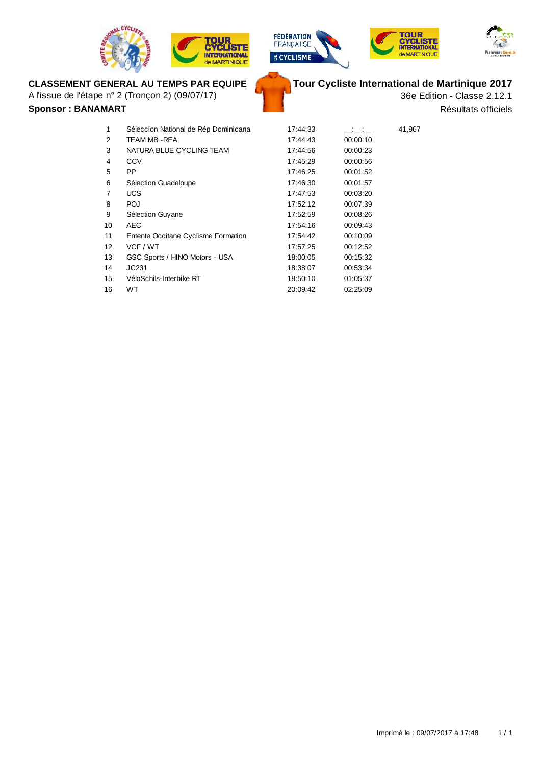**CLASSEMENT GENERAL AU TEMPS PAR EQUIPE**
A l'issue de l'étape n° 2 (Tronçon 2) (09/07/17)
**Sponsor : BANAMART**

**Tour Cycliste International de Martinique 2017**
36e Edition - Classe 2.12.1
Résultats officiels

| | | | | |
|---|---|---|---|---|
| 1 | Séleccion National de Rép Dominicana | 17:44:33 | __:__:__ | 41,967 |
| 2 | TEAM MB -REA | 17:44:43 | 00:00:10 | |
| 3 | NATURA BLUE CYCLING TEAM | 17:44:56 | 00:00:23 | |
| 4 | CCV | 17:45:29 | 00:00:56 | |
| 5 | PP | 17:46:25 | 00:01:52 | |
| 6 | Sélection Guadeloupe | 17:46:30 | 00:01:57 | |
| 7 | UCS | 17:47:53 | 00:03:20 | |
| 8 | POJ | 17:52:12 | 00:07:39 | |
| 9 | Sélection Guyane | 17:52:59 | 00:08:26 | |
| 10 | AEC | 17:54:16 | 00:09:43 | |
| 11 | Entente Occitane Cyclisme Formation | 17:54:42 | 00:10:09 | |
| 12 | VCF / WT | 17:57:25 | 00:12:52 | |
| 13 | GSC Sports / HINO Motors - USA | 18:00:05 | 00:15:32 | |
| 14 | JC231 | 18:38:07 | 00:53:34 | |
| 15 | VéloSchils-Interbike RT | 18:50:10 | 01:05:37 | |
| 16 | WT | 20:09:42 | 02:25:09 | |

Imprimé le : 09/07/2017 à 17:48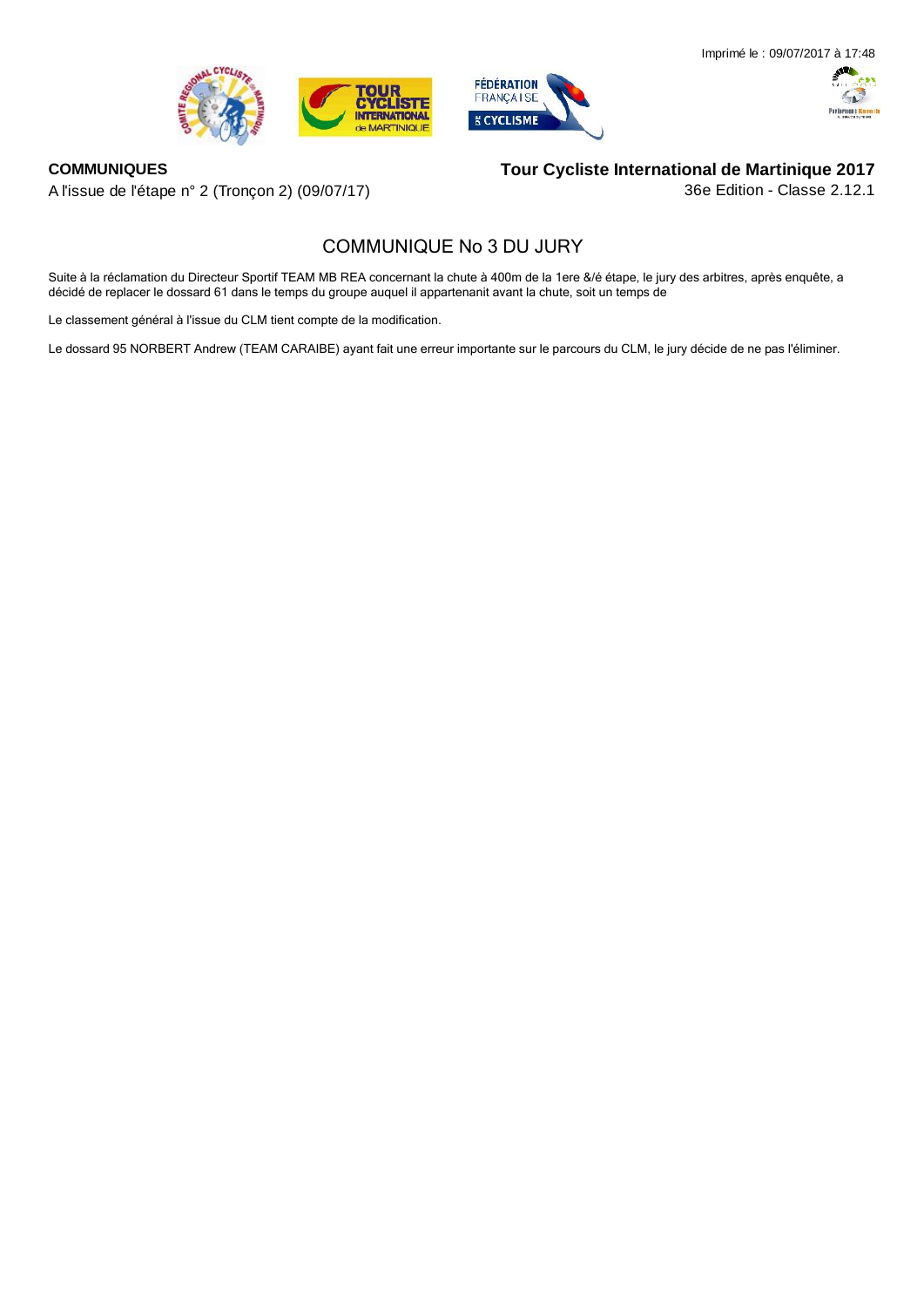Imprimé le : 09/07/2017 à 17:48

**COMMUNIQUES**

A l'issue de l'étape n° 2 (Tronçon 2) (09/07/17)

**Tour Cycliste International de Martinique 2017**

36e Edition - Classe 2.12.1

## COMMUNIQUE No 3 DU JURY

Suite à la réclamation du Directeur Sportif TEAM MB REA concernant la chute à 400m de la 1ere &/é étape, le jury des arbitres, après enquête, a décidé de replacer le dossard 61 dans le temps du groupe auquel il appartenanit avant la chute, soit un temps de

Le classement général à l'issue du CLM tient compte de la modification.

Le dossard 95 NORBERT Andrew (TEAM CARAIBE) ayant fait une erreur importante sur le parcours du CLM, le jury décide de ne pas l'éliminer.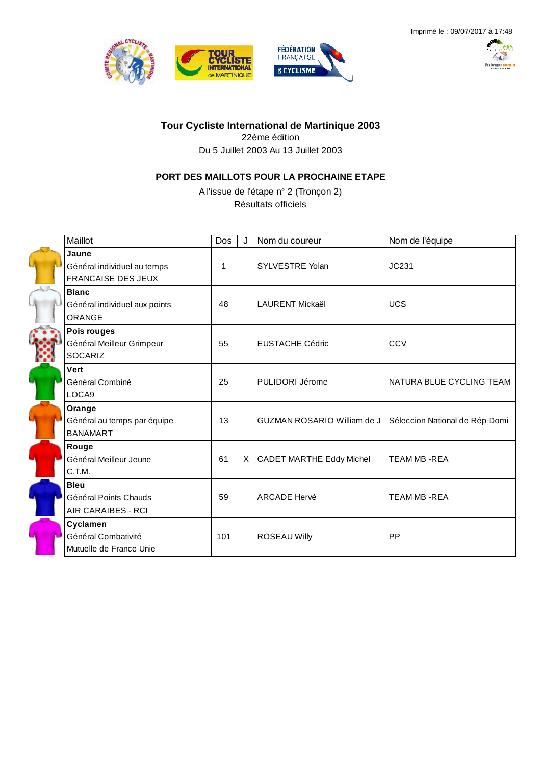Imprimé le : 09/07/2017 à 17:48

## Tour Cycliste International de Martinique 2003

22ème édition

Du 5 Juillet 2003 Au 13 Juillet 2003

### PORT DES MAILLOTS POUR LA PROCHAINE ETAPE

A l'issue de l'étape n° 2 (Tronçon 2)

Résultats officiels

| Maillot | Dos | J | Nom du coureur | Nom de l'équipe |
|---|---|---|---|---|
| **Jaune**<br>Général individuel au temps<br>FRANCAISE DES JEUX | 1 | | SYLVESTRE Yolan | JC231 |
| **Blanc**<br>Général individuel aux points<br>ORANGE | 48 | | LAURENT Mickaël | UCS |
| **Pois rouges**<br>Général Meilleur Grimpeur<br>SOCARIZ | 55 | | EUSTACHE Cédric | CCV |
| **Vert**<br>Général Combiné<br>LOCA9 | 25 | | PULIDORI Jérome | NATURA BLUE CYCLING TEAM |
| **Orange**<br>Général au temps par équipe<br>BANAMART | 13 | | GUZMAN ROSARIO William de J | Séleccion National de Rép Domi |
| **Rouge**<br>Général Meilleur Jeune<br>C.T.M. | 61 | X | CADET MARTHE Eddy Michel | TEAM MB -REA |
| **Bleu**<br>Général Points Chauds<br>AIR CARAIBES - RCI | 59 | | ARCADE Hervé | TEAM MB -REA |
| **Cyclamen**<br>Général Combativité<br>Mutuelle de France Unie | 101 | | ROSEAU Willy | PP |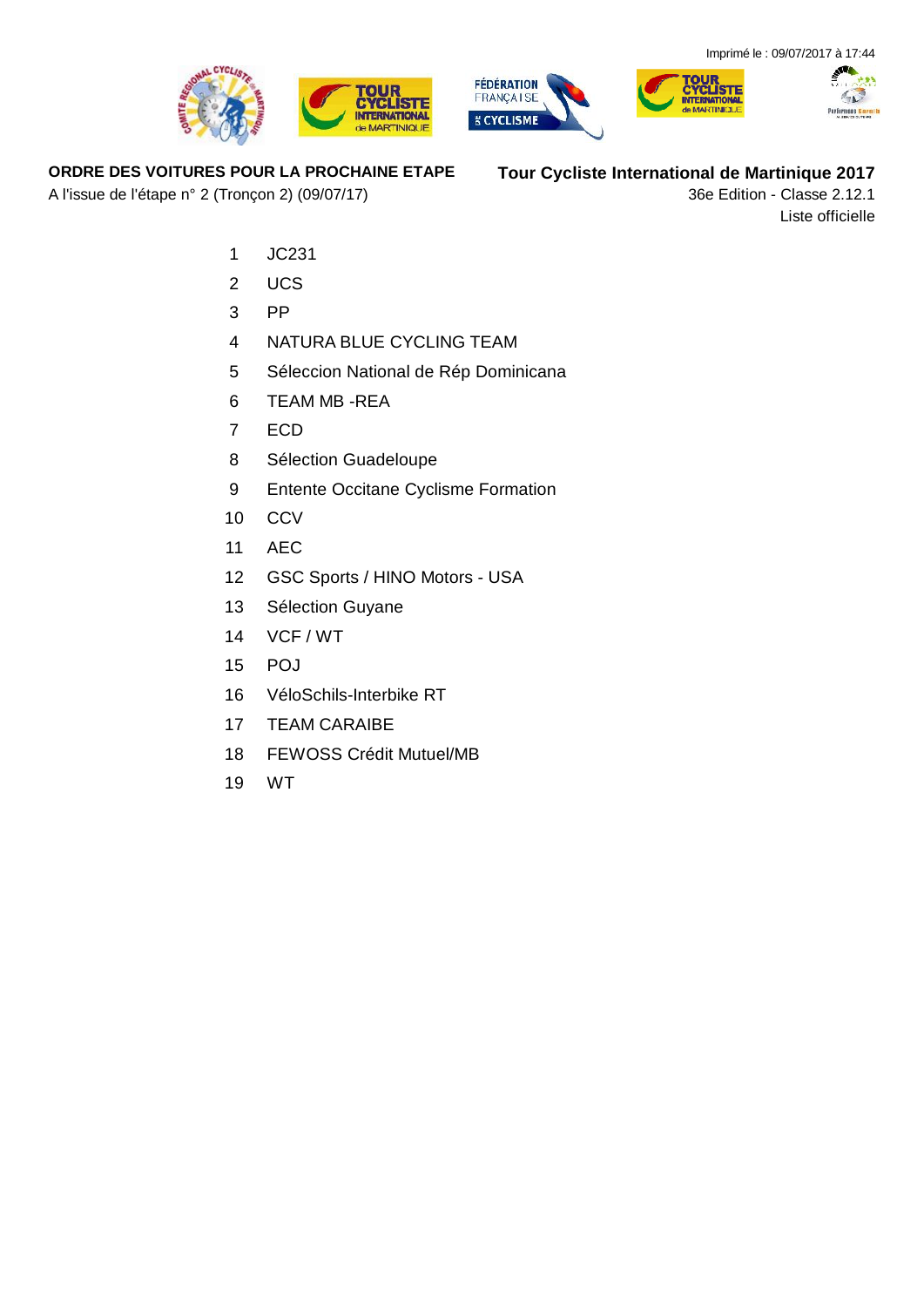Imprimé le : 09/07/2017 à 17:44

**ORDRE DES VOITURES POUR LA PROCHAINE ETAPE**

A l'issue de l'étape n° 2 (Tronçon 2) (09/07/17)

**Tour Cycliste International de Martinique 2017**

36e Edition - Classe 2.12.1

Liste officielle

| | |
|---|---|
| 1 | JC231 |
| 2 | UCS |
| 3 | PP |
| 4 | NATURA BLUE CYCLING TEAM |
| 5 | Séleccion National de Rép Dominicana |
| 6 | TEAM MB -REA |
| 7 | ECD |
| 8 | Sélection Guadeloupe |
| 9 | Entente Occitane Cyclisme Formation |
| 10 | CCV |
| 11 | AEC |
| 12 | GSC Sports / HINO Motors - USA |
| 13 | Sélection Guyane |
| 14 | VCF / WT |
| 15 | POJ |
| 16 | VéloSchils-Interbike RT |
| 17 | TEAM CARAIBE |
| 18 | FEWOSS Crédit Mutuel/MB |
| 19 | WT |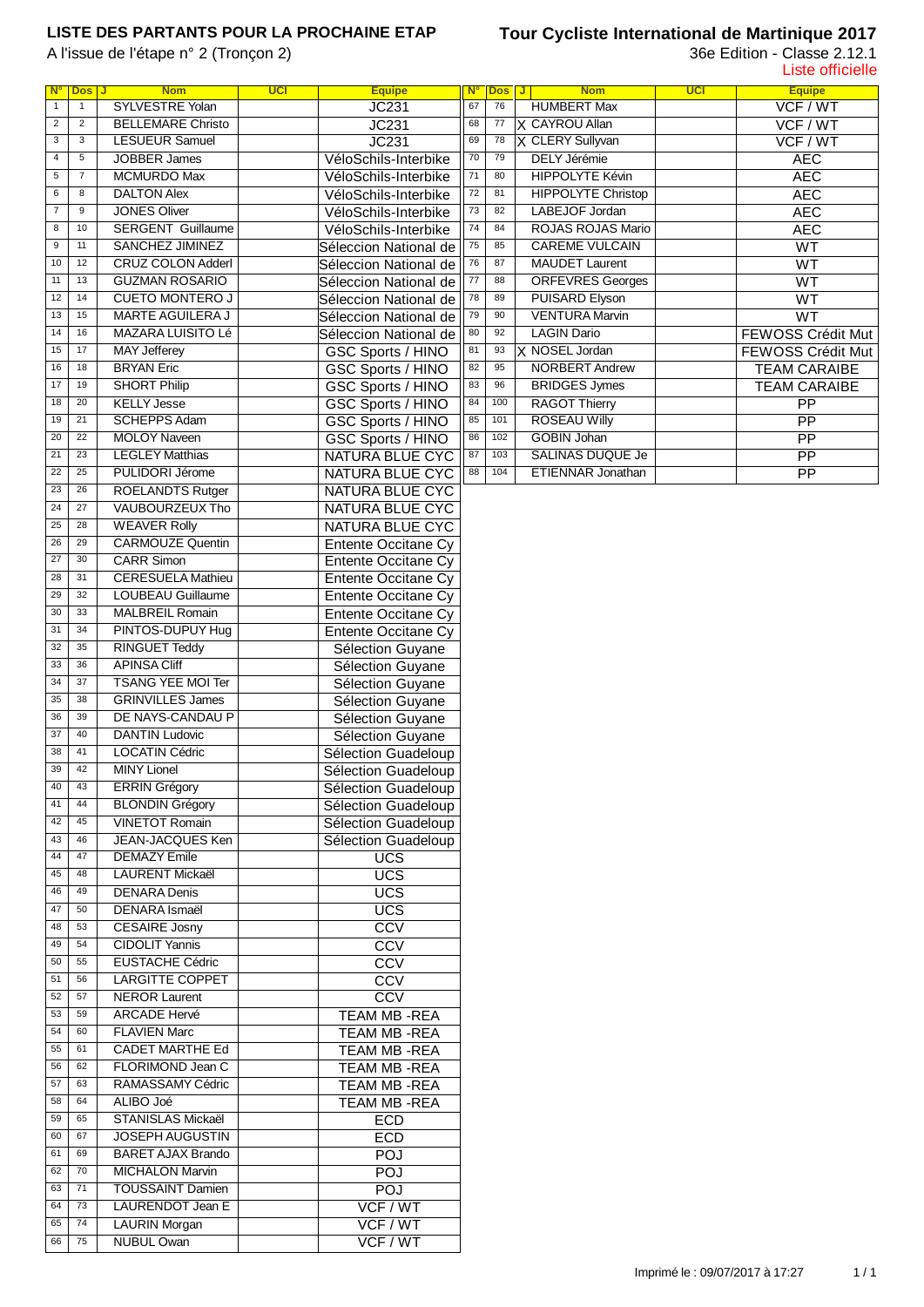# LISTE DES PARTANTS POUR LA PROCHAINE ETAP

A l'issue de l'étape n° 2 (Tronçon 2)

# Tour Cycliste International de Martinique 2017

36e Edition - Classe 2.12.1

Liste officielle

| N° | Dos | J | Nom | UCI | Equipe |
|---|---|---|---|---|---|
| 1 | 1 | | SYLVESTRE Yolan | | JC231 |
| 2 | 2 | | BELLEMARE Christo | | JC231 |
| 3 | 3 | | LESUEUR Samuel | | JC231 |
| 4 | 5 | | JOBBER James | | VéloSchils-Interbike |
| 5 | 7 | | MCMURDO Max | | VéloSchils-Interbike |
| 6 | 8 | | DALTON Alex | | VéloSchils-Interbike |
| 7 | 9 | | JONES Oliver | | VéloSchils-Interbike |
| 8 | 10 | | SERGENT Guillaume | | VéloSchils-Interbike |
| 9 | 11 | | SANCHEZ JIMINEZ | | Séleccion National de |
| 10 | 12 | | CRUZ COLON Adderl | | Séleccion National de |
| 11 | 13 | | GUZMAN ROSARIO | | Séleccion National de |
| 12 | 14 | | CUETO MONTERO J | | Séleccion National de |
| 13 | 15 | | MARTE AGUILERA J | | Séleccion National de |
| 14 | 16 | | MAZARA LUISITO Lé | | Séleccion National de |
| 15 | 17 | | MAY Jefferey | | GSC Sports / HINO |
| 16 | 18 | | BRYAN Eric | | GSC Sports / HINO |
| 17 | 19 | | SHORT Philip | | GSC Sports / HINO |
| 18 | 20 | | KELLY Jesse | | GSC Sports / HINO |
| 19 | 21 | | SCHEPPS Adam | | GSC Sports / HINO |
| 20 | 22 | | MOLOY Naveen | | GSC Sports / HINO |
| 21 | 23 | | LEGLEY Matthias | | NATURA BLUE CYC |
| 22 | 25 | | PULIDORI Jérome | | NATURA BLUE CYC |
| 23 | 26 | | ROELANDTS Rutger | | NATURA BLUE CYC |
| 24 | 27 | | VAUBOURZEUX Tho | | NATURA BLUE CYC |
| 25 | 28 | | WEAVER Rolly | | NATURA BLUE CYC |
| 26 | 29 | | CARMOUZE Quentin | | Entente Occitane Cy |
| 27 | 30 | | CARR Simon | | Entente Occitane Cy |
| 28 | 31 | | CERESUELA Mathieu | | Entente Occitane Cy |
| 29 | 32 | | LOUBEAU Guillaume | | Entente Occitane Cy |
| 30 | 33 | | MALBREIL Romain | | Entente Occitane Cy |
| 31 | 34 | | PINTOS-DUPUY Hug | | Entente Occitane Cy |
| 32 | 35 | | RINGUET Teddy | | Sélection Guyane |
| 33 | 36 | | APINSA Cliff | | Sélection Guyane |
| 34 | 37 | | TSANG YEE MOI Ter | | Sélection Guyane |
| 35 | 38 | | GRINVILLES James | | Sélection Guyane |
| 36 | 39 | | DE NAYS-CANDAU P | | Sélection Guyane |
| 37 | 40 | | DANTIN Ludovic | | Sélection Guyane |
| 38 | 41 | | LOCATIN Cédric | | Sélection Guadeloup |
| 39 | 42 | | MINY Lionel | | Sélection Guadeloup |
| 40 | 43 | | ERRIN Grégory | | Sélection Guadeloup |
| 41 | 44 | | BLONDIN Grégory | | Sélection Guadeloup |
| 42 | 45 | | VINETOT Romain | | Sélection Guadeloup |
| 43 | 46 | | JEAN-JACQUES Ken | | Sélection Guadeloup |
| 44 | 47 | | DEMAZY Emile | | UCS |
| 45 | 48 | | LAURENT Mickaël | | UCS |
| 46 | 49 | | DENARA Denis | | UCS |
| 47 | 50 | | DENARA Ismaël | | UCS |
| 48 | 53 | | CESAIRE Josny | | CCV |
| 49 | 54 | | CIDOLIT Yannis | | CCV |
| 50 | 55 | | EUSTACHE Cédric | | CCV |
| 51 | 56 | | LARGITTE COPPET | | CCV |
| 52 | 57 | | NEROR Laurent | | CCV |
| 53 | 59 | | ARCADE Hervé | | TEAM MB -REA |
| 54 | 60 | | FLAVIEN Marc | | TEAM MB -REA |
| 55 | 61 | | CADET MARTHE Ed | | TEAM MB -REA |
| 56 | 62 | | FLORIMOND Jean C | | TEAM MB -REA |
| 57 | 63 | | RAMASSAMY Cédric | | TEAM MB -REA |
| 58 | 64 | | ALIBO Joé | | TEAM MB -REA |
| 59 | 65 | | STANISLAS Mickaël | | ECD |
| 60 | 67 | | JOSEPH AUGUSTIN | | ECD |
| 61 | 69 | | BARET AJAX Brando | | POJ |
| 62 | 70 | | MICHALON Marvin | | POJ |
| 63 | 71 | | TOUSSAINT Damien | | POJ |
| 64 | 73 | | LAURENDOT Jean E | | VCF / WT |
| 65 | 74 | | LAURIN Morgan | | VCF / WT |
| 66 | 75 | | NUBUL Owan | | VCF / WT |
| 67 | 76 | | HUMBERT Max | | VCF / WT |
| 68 | 77 | X | CAYROU Allan | | VCF / WT |
| 69 | 78 | X | CLERY Sullyvan | | VCF / WT |
| 70 | 79 | | DELY Jérémie | | AEC |
| 71 | 80 | | HIPPOLYTE Kévin | | AEC |
| 72 | 81 | | HIPPOLYTE Christop | | AEC |
| 73 | 82 | | LABEJOF Jordan | | AEC |
| 74 | 84 | | ROJAS ROJAS Mario | | AEC |
| 75 | 85 | | CAREME VULCAIN | | WT |
| 76 | 87 | | MAUDET Laurent | | WT |
| 77 | 88 | | ORFEVRES Georges | | WT |
| 78 | 89 | | PUISARD Elyson | | WT |
| 79 | 90 | | VENTURA Marvin | | WT |
| 80 | 92 | | LAGIN Dario | | FEWOSS Crédit Mut |
| 81 | 93 | X | NOSEL Jordan | | FEWOSS Crédit Mut |
| 82 | 95 | | NORBERT Andrew | | TEAM CARAIBE |
| 83 | 96 | | BRIDGES Jymes | | TEAM CARAIBE |
| 84 | 100 | | RAGOT Thierry | | PP |
| 85 | 101 | | ROSEAU Willy | | PP |
| 86 | 102 | | GOBIN Johan | | PP |
| 87 | 103 | | SALINAS DUQUE Je | | PP |
| 88 | 104 | | ETIENNAR Jonathan | | PP |

Imprimé le : 09/07/2017 à 17:27